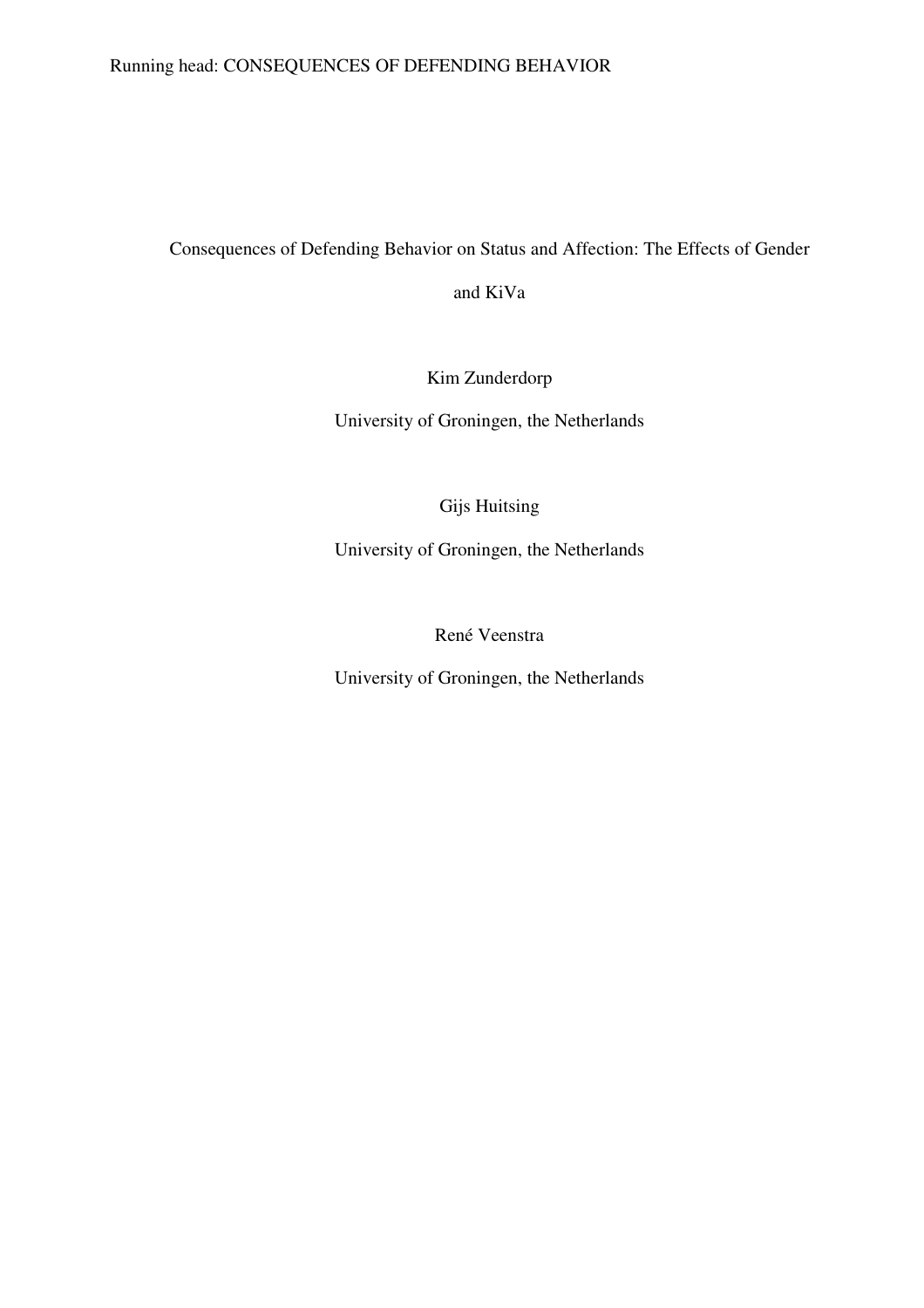# Consequences of Defending Behavior on Status and Affection: The Effects of Gender and KiVa

Kim Zunderdorp

University of Groningen, the Netherlands

Gijs Huitsing

University of Groningen, the Netherlands

René Veenstra

University of Groningen, the Netherlands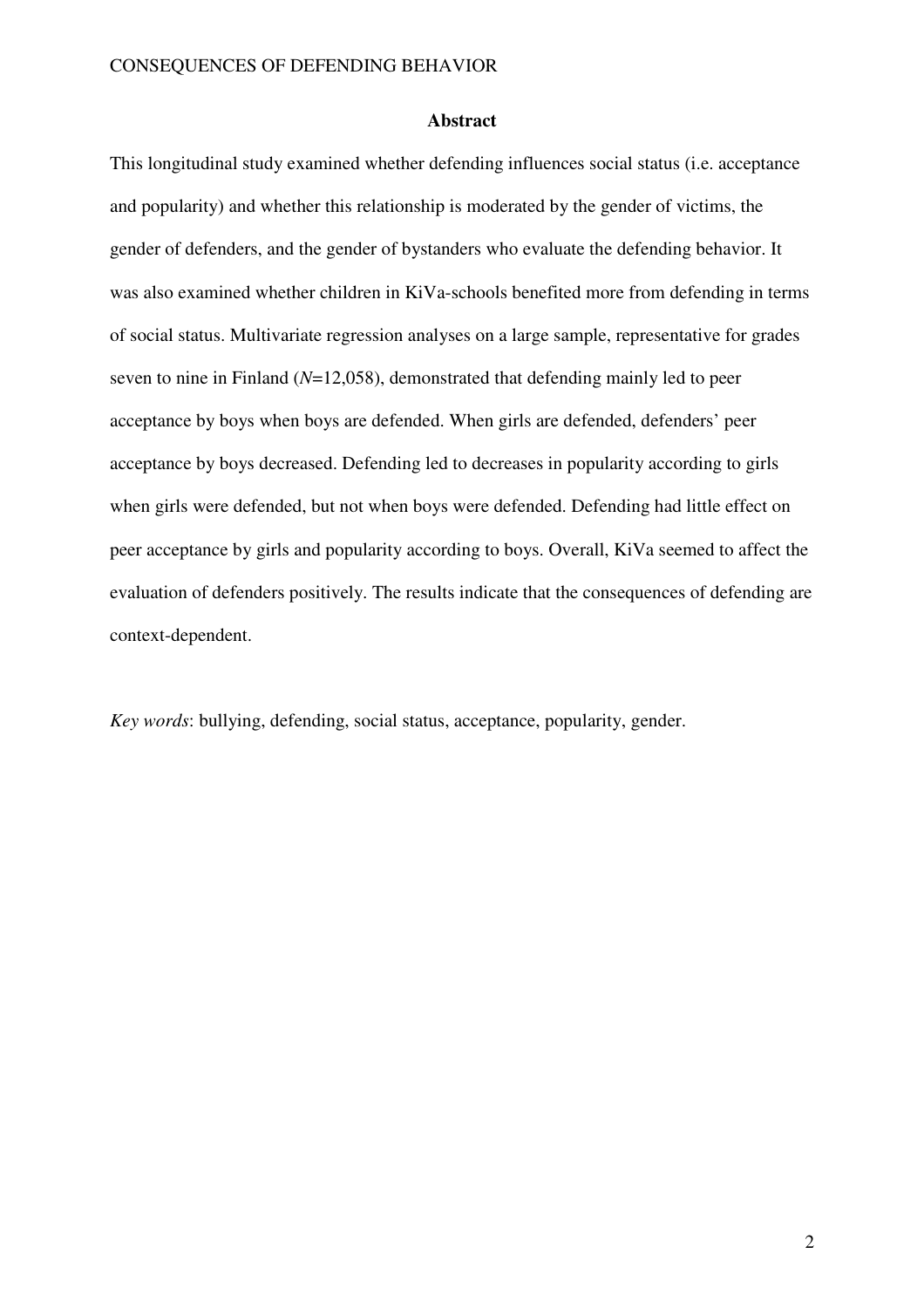## Abstract

This longitudinal study examined whether defending influences social status (i.e. acceptance and popularity) and whether this relationship is moderated by the gender of victims, the gender of defenders, and the gender of bystanders who evaluate the defending behavior. It was also examined whether children in KiVa-schools benefited more from defending in terms of social status. Multivariate regression analyses on a large sample, representative for grades seven to nine in Finland ($N$=12,058), demonstrated that defending mainly led to peer acceptance by boys when boys are defended. When girls are defended, defenders' peer acceptance by boys decreased. Defending led to decreases in popularity according to girls when girls were defended, but not when boys were defended. Defending had little effect on peer acceptance by girls and popularity according to boys. Overall, KiVa seemed to affect the evaluation of defenders positively. The results indicate that the consequences of defending are context-dependent.

*Key words*: bullying, defending, social status, acceptance, popularity, gender.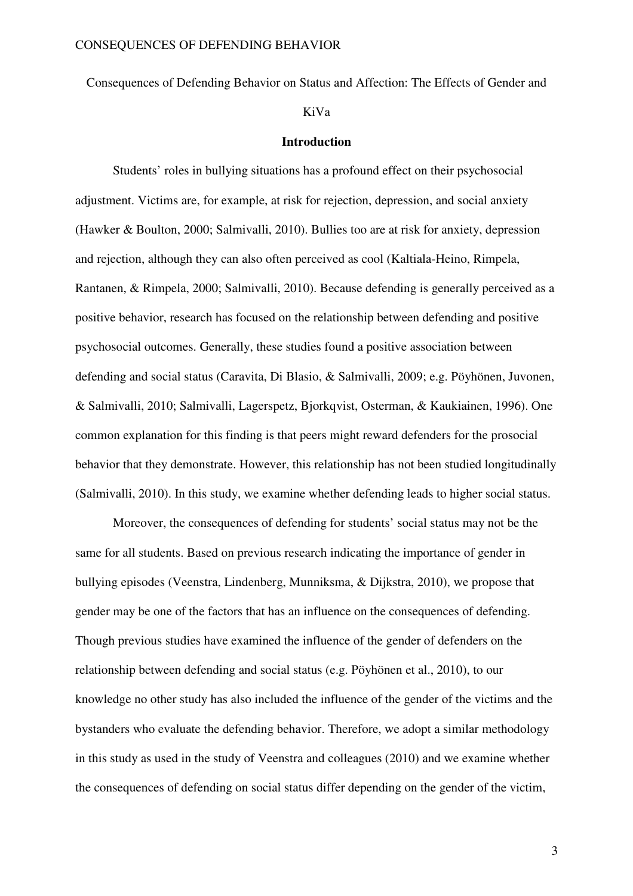Consequences of Defending Behavior on Status and Affection: The Effects of Gender and KiVa

## Introduction

Students' roles in bullying situations has a profound effect on their psychosocial adjustment. Victims are, for example, at risk for rejection, depression, and social anxiety (Hawker & Boulton, 2000; Salmivalli, 2010). Bullies too are at risk for anxiety, depression and rejection, although they can also often perceived as cool (Kaltiala-Heino, Rimpela, Rantanen, & Rimpela, 2000; Salmivalli, 2010). Because defending is generally perceived as a positive behavior, research has focused on the relationship between defending and positive psychosocial outcomes. Generally, these studies found a positive association between defending and social status (Caravita, Di Blasio, & Salmivalli, 2009; e.g. Pöyhönen, Juvonen, & Salmivalli, 2010; Salmivalli, Lagerspetz, Bjorkqvist, Osterman, & Kaukiainen, 1996). One common explanation for this finding is that peers might reward defenders for the prosocial behavior that they demonstrate. However, this relationship has not been studied longitudinally (Salmivalli, 2010). In this study, we examine whether defending leads to higher social status.

Moreover, the consequences of defending for students' social status may not be the same for all students. Based on previous research indicating the importance of gender in bullying episodes (Veenstra, Lindenberg, Munniksma, & Dijkstra, 2010), we propose that gender may be one of the factors that has an influence on the consequences of defending. Though previous studies have examined the influence of the gender of defenders on the relationship between defending and social status (e.g. Pöyhönen et al., 2010), to our knowledge no other study has also included the influence of the gender of the victims and the bystanders who evaluate the defending behavior. Therefore, we adopt a similar methodology in this study as used in the study of Veenstra and colleagues (2010) and we examine whether the consequences of defending on social status differ depending on the gender of the victim,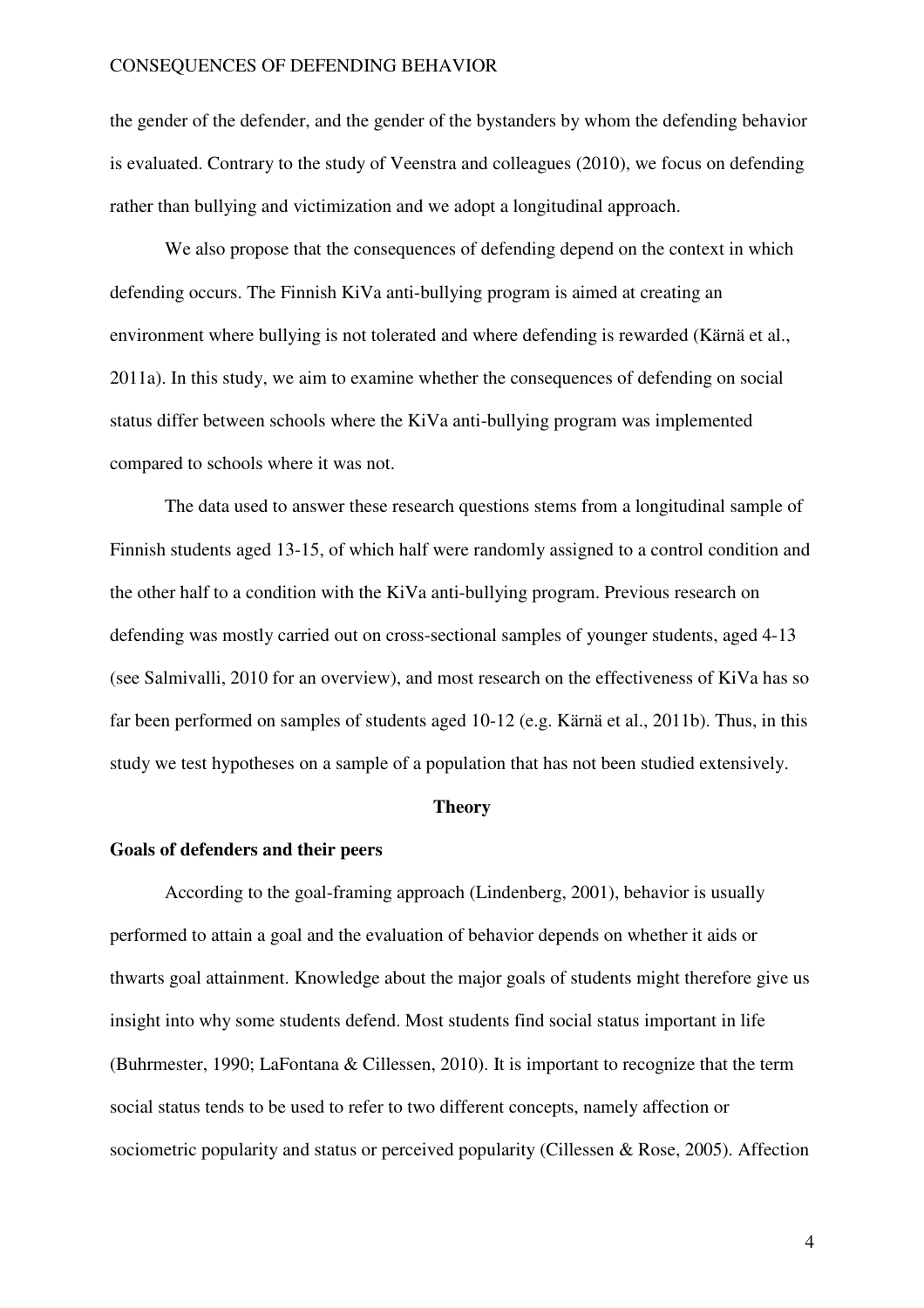the gender of the defender, and the gender of the bystanders by whom the defending behavior is evaluated. Contrary to the study of Veenstra and colleagues (2010), we focus on defending rather than bullying and victimization and we adopt a longitudinal approach.

We also propose that the consequences of defending depend on the context in which defending occurs. The Finnish KiVa anti-bullying program is aimed at creating an environment where bullying is not tolerated and where defending is rewarded (Kärnä et al., 2011a). In this study, we aim to examine whether the consequences of defending on social status differ between schools where the KiVa anti-bullying program was implemented compared to schools where it was not.

The data used to answer these research questions stems from a longitudinal sample of Finnish students aged 13-15, of which half were randomly assigned to a control condition and the other half to a condition with the KiVa anti-bullying program. Previous research on defending was mostly carried out on cross-sectional samples of younger students, aged 4-13 (see Salmivalli, 2010 for an overview), and most research on the effectiveness of KiVa has so far been performed on samples of students aged 10-12 (e.g. Kärnä et al., 2011b). Thus, in this study we test hypotheses on a sample of a population that has not been studied extensively.

## Theory

### Goals of defenders and their peers

According to the goal-framing approach (Lindenberg, 2001), behavior is usually performed to attain a goal and the evaluation of behavior depends on whether it aids or thwarts goal attainment. Knowledge about the major goals of students might therefore give us insight into why some students defend. Most students find social status important in life (Buhrmester, 1990; LaFontana & Cillessen, 2010). It is important to recognize that the term social status tends to be used to refer to two different concepts, namely affection or sociometric popularity and status or perceived popularity (Cillessen & Rose, 2005). Affection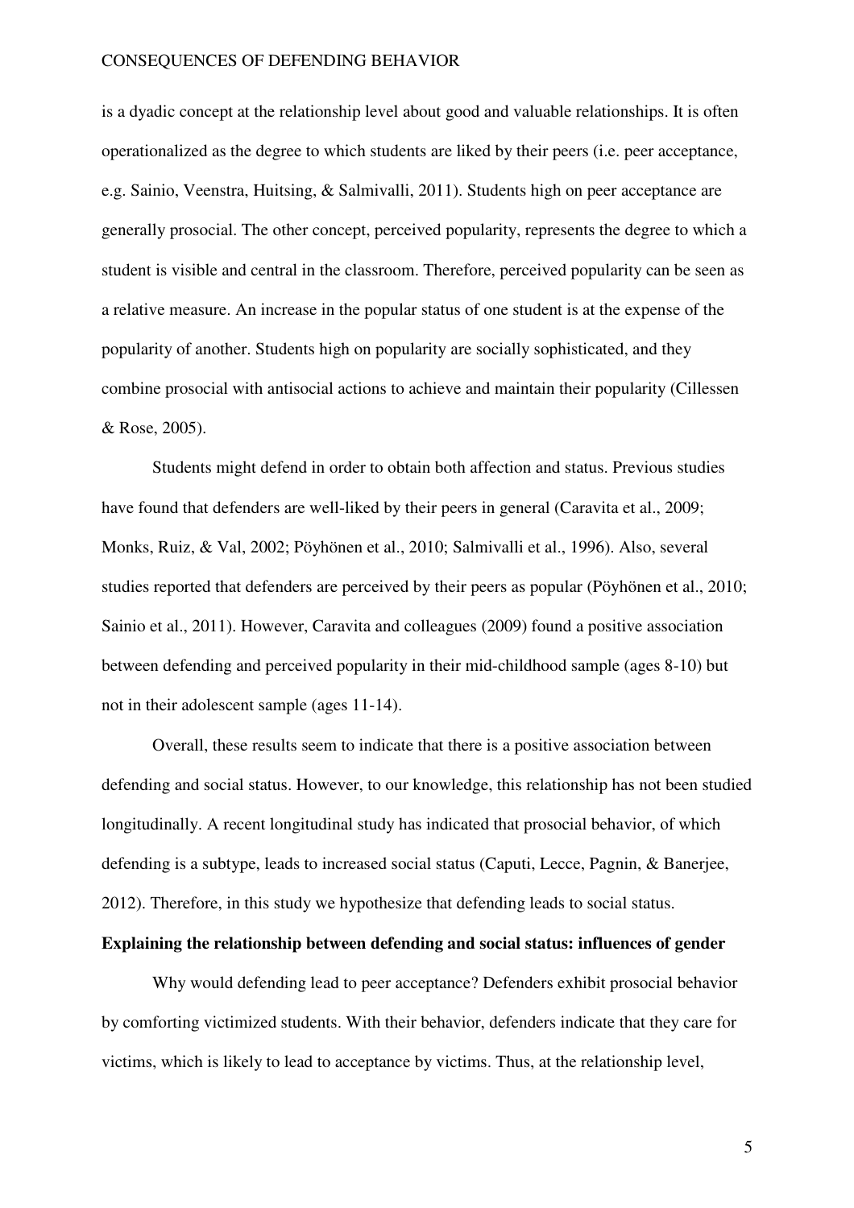is a dyadic concept at the relationship level about good and valuable relationships. It is often operationalized as the degree to which students are liked by their peers (i.e. peer acceptance, e.g. Sainio, Veenstra, Huitsing, & Salmivalli, 2011). Students high on peer acceptance are generally prosocial. The other concept, perceived popularity, represents the degree to which a student is visible and central in the classroom. Therefore, perceived popularity can be seen as a relative measure. An increase in the popular status of one student is at the expense of the popularity of another. Students high on popularity are socially sophisticated, and they combine prosocial with antisocial actions to achieve and maintain their popularity (Cillessen & Rose, 2005).

Students might defend in order to obtain both affection and status. Previous studies have found that defenders are well-liked by their peers in general (Caravita et al., 2009; Monks, Ruiz, & Val, 2002; Pöyhönen et al., 2010; Salmivalli et al., 1996). Also, several studies reported that defenders are perceived by their peers as popular (Pöyhönen et al., 2010; Sainio et al., 2011). However, Caravita and colleagues (2009) found a positive association between defending and perceived popularity in their mid-childhood sample (ages 8-10) but not in their adolescent sample (ages 11-14).

Overall, these results seem to indicate that there is a positive association between defending and social status. However, to our knowledge, this relationship has not been studied longitudinally. A recent longitudinal study has indicated that prosocial behavior, of which defending is a subtype, leads to increased social status (Caputi, Lecce, Pagnin, & Banerjee, 2012). Therefore, in this study we hypothesize that defending leads to social status.

**Explaining the relationship between defending and social status: influences of gender**

Why would defending lead to peer acceptance? Defenders exhibit prosocial behavior by comforting victimized students. With their behavior, defenders indicate that they care for victims, which is likely to lead to acceptance by victims. Thus, at the relationship level,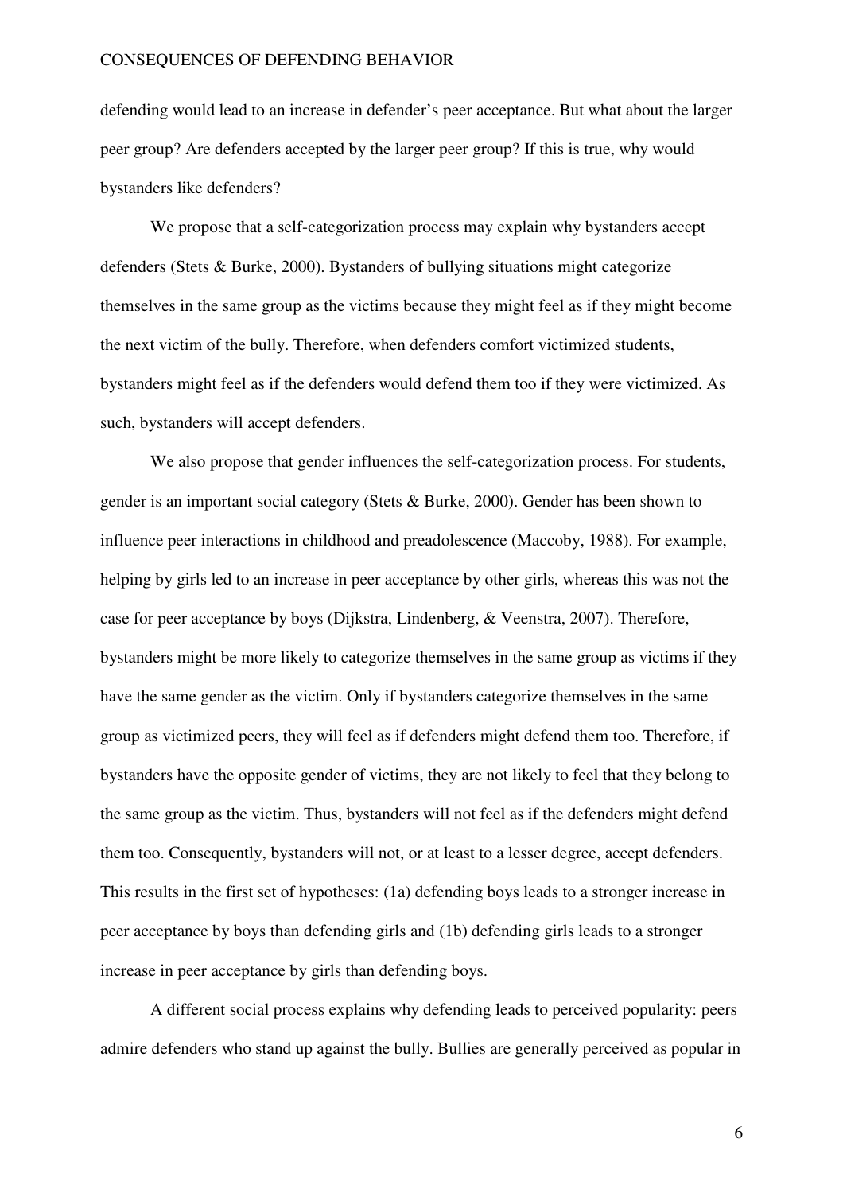defending would lead to an increase in defender's peer acceptance. But what about the larger peer group? Are defenders accepted by the larger peer group? If this is true, why would bystanders like defenders?

We propose that a self-categorization process may explain why bystanders accept defenders (Stets & Burke, 2000). Bystanders of bullying situations might categorize themselves in the same group as the victims because they might feel as if they might become the next victim of the bully. Therefore, when defenders comfort victimized students, bystanders might feel as if the defenders would defend them too if they were victimized. As such, bystanders will accept defenders.

We also propose that gender influences the self-categorization process. For students, gender is an important social category (Stets & Burke, 2000). Gender has been shown to influence peer interactions in childhood and preadolescence (Maccoby, 1988). For example, helping by girls led to an increase in peer acceptance by other girls, whereas this was not the case for peer acceptance by boys (Dijkstra, Lindenberg, & Veenstra, 2007). Therefore, bystanders might be more likely to categorize themselves in the same group as victims if they have the same gender as the victim. Only if bystanders categorize themselves in the same group as victimized peers, they will feel as if defenders might defend them too. Therefore, if bystanders have the opposite gender of victims, they are not likely to feel that they belong to the same group as the victim. Thus, bystanders will not feel as if the defenders might defend them too. Consequently, bystanders will not, or at least to a lesser degree, accept defenders. This results in the first set of hypotheses: (1a) defending boys leads to a stronger increase in peer acceptance by boys than defending girls and (1b) defending girls leads to a stronger increase in peer acceptance by girls than defending boys.

A different social process explains why defending leads to perceived popularity: peers admire defenders who stand up against the bully. Bullies are generally perceived as popular in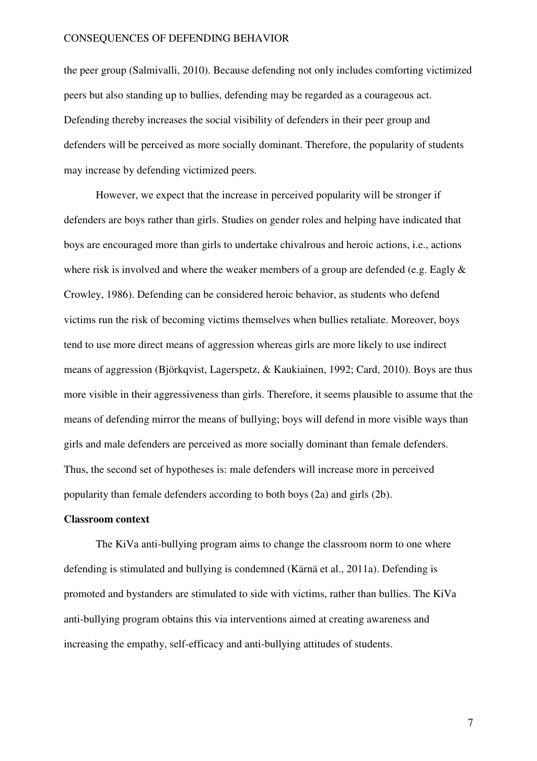the peer group (Salmivalli, 2010). Because defending not only includes comforting victimized peers but also standing up to bullies, defending may be regarded as a courageous act. Defending thereby increases the social visibility of defenders in their peer group and defenders will be perceived as more socially dominant. Therefore, the popularity of students may increase by defending victimized peers.

However, we expect that the increase in perceived popularity will be stronger if defenders are boys rather than girls. Studies on gender roles and helping have indicated that boys are encouraged more than girls to undertake chivalrous and heroic actions, i.e., actions where risk is involved and where the weaker members of a group are defended (e.g. Eagly & Crowley, 1986). Defending can be considered heroic behavior, as students who defend victims run the risk of becoming victims themselves when bullies retaliate. Moreover, boys tend to use more direct means of aggression whereas girls are more likely to use indirect means of aggression (Björkqvist, Lagerspetz, & Kaukiainen, 1992; Card, 2010). Boys are thus more visible in their aggressiveness than girls. Therefore, it seems plausible to assume that the means of defending mirror the means of bullying; boys will defend in more visible ways than girls and male defenders are perceived as more socially dominant than female defenders. Thus, the second set of hypotheses is: male defenders will increase more in perceived popularity than female defenders according to both boys (2a) and girls (2b).

**Classroom context**

The KiVa anti-bullying program aims to change the classroom norm to one where defending is stimulated and bullying is condemned (Kärnä et al., 2011a). Defending is promoted and bystanders are stimulated to side with victims, rather than bullies. The KiVa anti-bullying program obtains this via interventions aimed at creating awareness and increasing the empathy, self-efficacy and anti-bullying attitudes of students.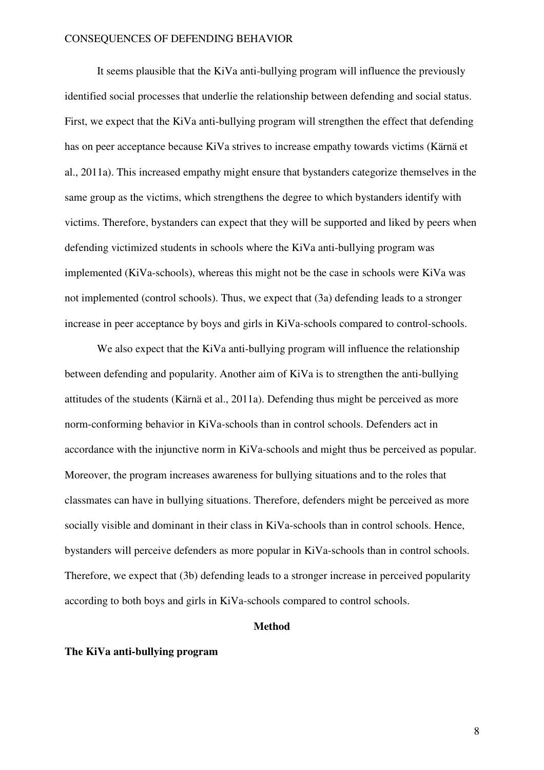It seems plausible that the KiVa anti-bullying program will influence the previously identified social processes that underlie the relationship between defending and social status. First, we expect that the KiVa anti-bullying program will strengthen the effect that defending has on peer acceptance because KiVa strives to increase empathy towards victims (Kärnä et al., 2011a). This increased empathy might ensure that bystanders categorize themselves in the same group as the victims, which strengthens the degree to which bystanders identify with victims. Therefore, bystanders can expect that they will be supported and liked by peers when defending victimized students in schools where the KiVa anti-bullying program was implemented (KiVa-schools), whereas this might not be the case in schools were KiVa was not implemented (control schools). Thus, we expect that (3a) defending leads to a stronger increase in peer acceptance by boys and girls in KiVa-schools compared to control-schools.

We also expect that the KiVa anti-bullying program will influence the relationship between defending and popularity. Another aim of KiVa is to strengthen the anti-bullying attitudes of the students (Kärnä et al., 2011a). Defending thus might be perceived as more norm-conforming behavior in KiVa-schools than in control schools. Defenders act in accordance with the injunctive norm in KiVa-schools and might thus be perceived as popular. Moreover, the program increases awareness for bullying situations and to the roles that classmates can have in bullying situations. Therefore, defenders might be perceived as more socially visible and dominant in their class in KiVa-schools than in control schools. Hence, bystanders will perceive defenders as more popular in KiVa-schools than in control schools. Therefore, we expect that (3b) defending leads to a stronger increase in perceived popularity according to both boys and girls in KiVa-schools compared to control schools.

## Method

### The KiVa anti-bullying program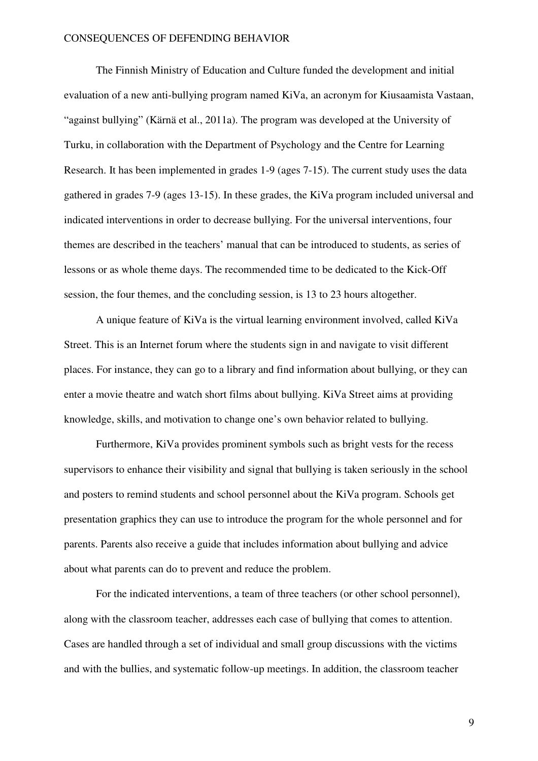The Finnish Ministry of Education and Culture funded the development and initial evaluation of a new anti-bullying program named KiVa, an acronym for Kiusaamista Vastaan, "against bullying" (Kärnä et al., 2011a). The program was developed at the University of Turku, in collaboration with the Department of Psychology and the Centre for Learning Research. It has been implemented in grades 1-9 (ages 7-15). The current study uses the data gathered in grades 7-9 (ages 13-15). In these grades, the KiVa program included universal and indicated interventions in order to decrease bullying. For the universal interventions, four themes are described in the teachers' manual that can be introduced to students, as series of lessons or as whole theme days. The recommended time to be dedicated to the Kick-Off session, the four themes, and the concluding session, is 13 to 23 hours altogether.

A unique feature of KiVa is the virtual learning environment involved, called KiVa Street. This is an Internet forum where the students sign in and navigate to visit different places. For instance, they can go to a library and find information about bullying, or they can enter a movie theatre and watch short films about bullying. KiVa Street aims at providing knowledge, skills, and motivation to change one's own behavior related to bullying.

Furthermore, KiVa provides prominent symbols such as bright vests for the recess supervisors to enhance their visibility and signal that bullying is taken seriously in the school and posters to remind students and school personnel about the KiVa program. Schools get presentation graphics they can use to introduce the program for the whole personnel and for parents. Parents also receive a guide that includes information about bullying and advice about what parents can do to prevent and reduce the problem.

For the indicated interventions, a team of three teachers (or other school personnel), along with the classroom teacher, addresses each case of bullying that comes to attention. Cases are handled through a set of individual and small group discussions with the victims and with the bullies, and systematic follow-up meetings. In addition, the classroom teacher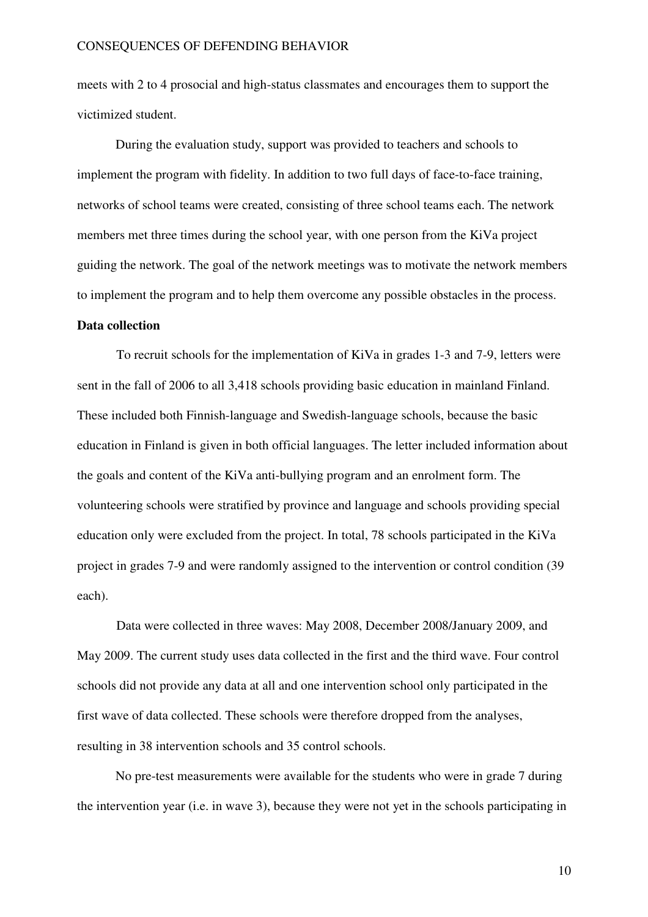meets with 2 to 4 prosocial and high-status classmates and encourages them to support the victimized student.

During the evaluation study, support was provided to teachers and schools to implement the program with fidelity. In addition to two full days of face-to-face training, networks of school teams were created, consisting of three school teams each. The network members met three times during the school year, with one person from the KiVa project guiding the network. The goal of the network meetings was to motivate the network members to implement the program and to help them overcome any possible obstacles in the process.

**Data collection**

To recruit schools for the implementation of KiVa in grades 1-3 and 7-9, letters were sent in the fall of 2006 to all 3,418 schools providing basic education in mainland Finland. These included both Finnish-language and Swedish-language schools, because the basic education in Finland is given in both official languages. The letter included information about the goals and content of the KiVa anti-bullying program and an enrolment form. The volunteering schools were stratified by province and language and schools providing special education only were excluded from the project. In total, 78 schools participated in the KiVa project in grades 7-9 and were randomly assigned to the intervention or control condition (39 each).

Data were collected in three waves: May 2008, December 2008/January 2009, and May 2009. The current study uses data collected in the first and the third wave. Four control schools did not provide any data at all and one intervention school only participated in the first wave of data collected. These schools were therefore dropped from the analyses, resulting in 38 intervention schools and 35 control schools.

No pre-test measurements were available for the students who were in grade 7 during the intervention year (i.e. in wave 3), because they were not yet in the schools participating in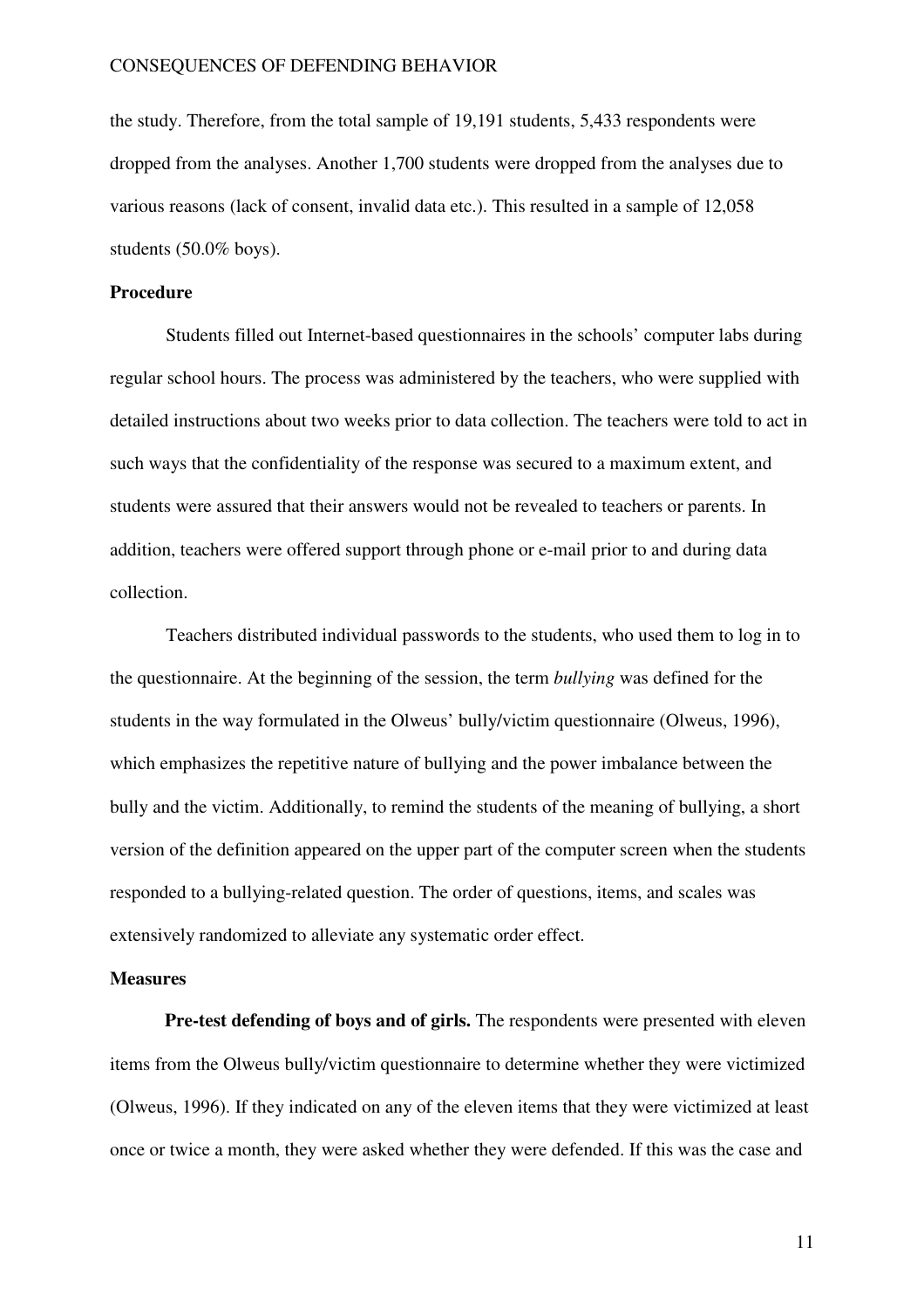the study. Therefore, from the total sample of 19,191 students, 5,433 respondents were dropped from the analyses. Another 1,700 students were dropped from the analyses due to various reasons (lack of consent, invalid data etc.). This resulted in a sample of 12,058 students (50.0% boys).

## Procedure

Students filled out Internet-based questionnaires in the schools' computer labs during regular school hours. The process was administered by the teachers, who were supplied with detailed instructions about two weeks prior to data collection. The teachers were told to act in such ways that the confidentiality of the response was secured to a maximum extent, and students were assured that their answers would not be revealed to teachers or parents. In addition, teachers were offered support through phone or e-mail prior to and during data collection.

Teachers distributed individual passwords to the students, who used them to log in to the questionnaire. At the beginning of the session, the term *bullying* was defined for the students in the way formulated in the Olweus' bully/victim questionnaire (Olweus, 1996), which emphasizes the repetitive nature of bullying and the power imbalance between the bully and the victim. Additionally, to remind the students of the meaning of bullying, a short version of the definition appeared on the upper part of the computer screen when the students responded to a bullying-related question. The order of questions, items, and scales was extensively randomized to alleviate any systematic order effect.

## Measures

**Pre-test defending of boys and of girls.** The respondents were presented with eleven items from the Olweus bully/victim questionnaire to determine whether they were victimized (Olweus, 1996). If they indicated on any of the eleven items that they were victimized at least once or twice a month, they were asked whether they were defended. If this was the case and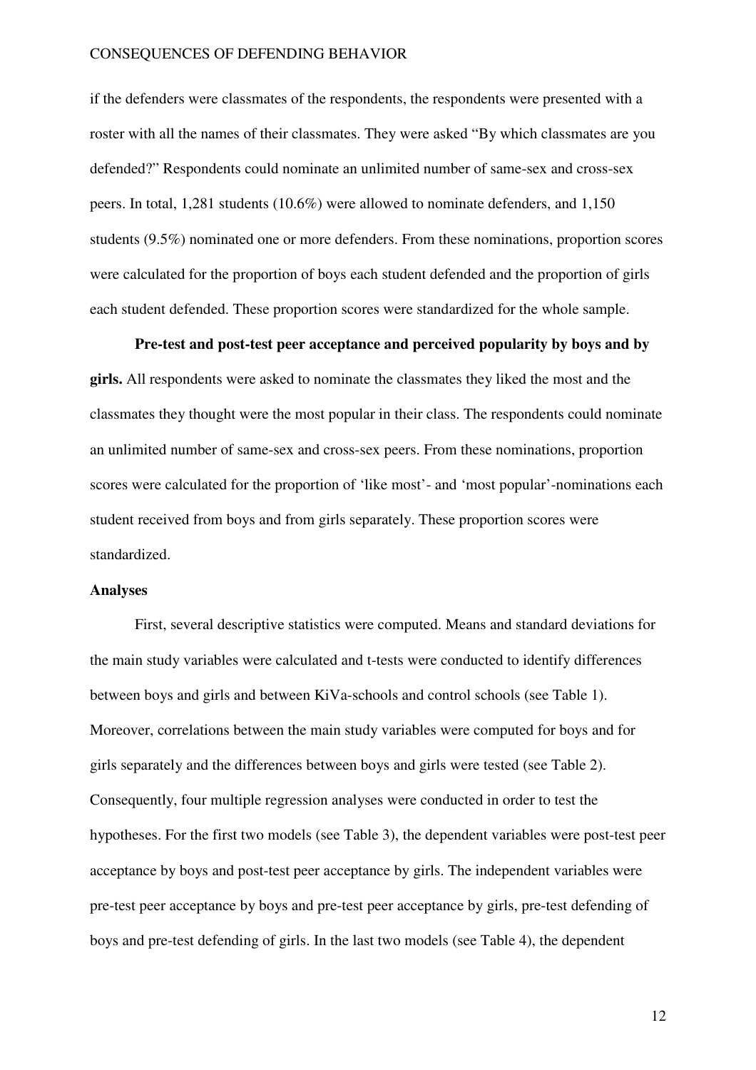if the defenders were classmates of the respondents, the respondents were presented with a roster with all the names of their classmates. They were asked "By which classmates are you defended?" Respondents could nominate an unlimited number of same-sex and cross-sex peers. In total, 1,281 students (10.6%) were allowed to nominate defenders, and 1,150 students (9.5%) nominated one or more defenders. From these nominations, proportion scores were calculated for the proportion of boys each student defended and the proportion of girls each student defended. These proportion scores were standardized for the whole sample.

**Pre-test and post-test peer acceptance and perceived popularity by boys and by girls.** All respondents were asked to nominate the classmates they liked the most and the classmates they thought were the most popular in their class. The respondents could nominate an unlimited number of same-sex and cross-sex peers. From these nominations, proportion scores were calculated for the proportion of 'like most'- and 'most popular'-nominations each student received from boys and from girls separately. These proportion scores were standardized.

### Analyses

First, several descriptive statistics were computed. Means and standard deviations for the main study variables were calculated and t-tests were conducted to identify differences between boys and girls and between KiVa-schools and control schools (see Table 1). Moreover, correlations between the main study variables were computed for boys and for girls separately and the differences between boys and girls were tested (see Table 2). Consequently, four multiple regression analyses were conducted in order to test the hypotheses. For the first two models (see Table 3), the dependent variables were post-test peer acceptance by boys and post-test peer acceptance by girls. The independent variables were pre-test peer acceptance by boys and pre-test peer acceptance by girls, pre-test defending of boys and pre-test defending of girls. In the last two models (see Table 4), the dependent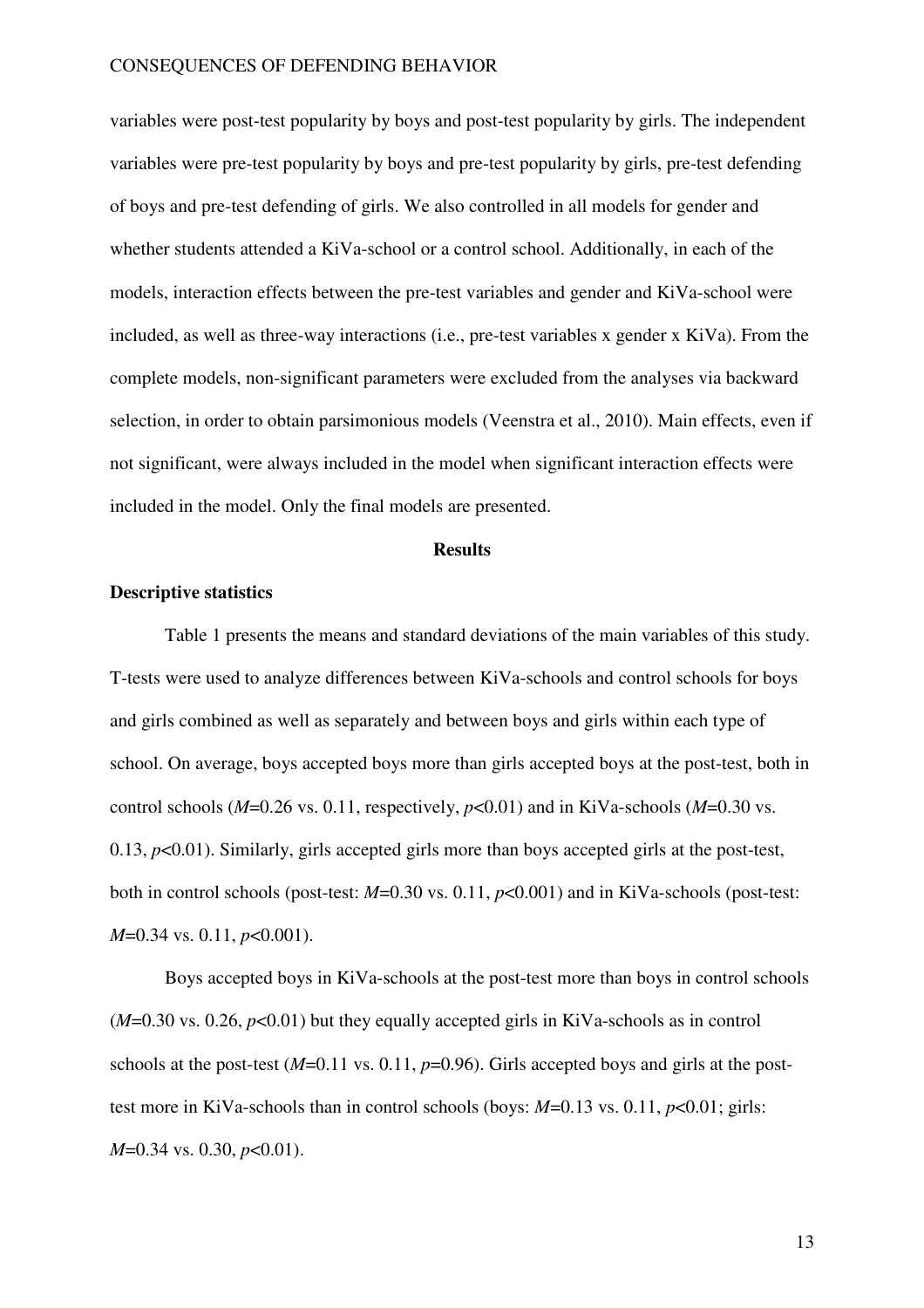variables were post-test popularity by boys and post-test popularity by girls. The independent variables were pre-test popularity by boys and pre-test popularity by girls, pre-test defending of boys and pre-test defending of girls. We also controlled in all models for gender and whether students attended a KiVa-school or a control school. Additionally, in each of the models, interaction effects between the pre-test variables and gender and KiVa-school were included, as well as three-way interactions (i.e., pre-test variables x gender x KiVa). From the complete models, non-significant parameters were excluded from the analyses via backward selection, in order to obtain parsimonious models (Veenstra et al., 2010). Main effects, even if not significant, were always included in the model when significant interaction effects were included in the model. Only the final models are presented.

## Results

### Descriptive statistics

Table 1 presents the means and standard deviations of the main variables of this study. T-tests were used to analyze differences between KiVa-schools and control schools for boys and girls combined as well as separately and between boys and girls within each type of school. On average, boys accepted boys more than girls accepted boys at the post-test, both in control schools ($M$=0.26 vs. 0.11, respectively, $p$<0.01) and in KiVa-schools ($M$=0.30 vs. 0.13, $p$<0.01). Similarly, girls accepted girls more than boys accepted girls at the post-test, both in control schools (post-test: $M$=0.30 vs. 0.11, $p$<0.001) and in KiVa-schools (post-test: $M$=0.34 vs. 0.11, $p$<0.001).

Boys accepted boys in KiVa-schools at the post-test more than boys in control schools ($M$=0.30 vs. 0.26, $p$<0.01) but they equally accepted girls in KiVa-schools as in control schools at the post-test ($M$=0.11 vs. 0.11, $p$=0.96). Girls accepted boys and girls at the post-test more in KiVa-schools than in control schools (boys: $M$=0.13 vs. 0.11, $p$<0.01; girls: $M$=0.34 vs. 0.30, $p$<0.01).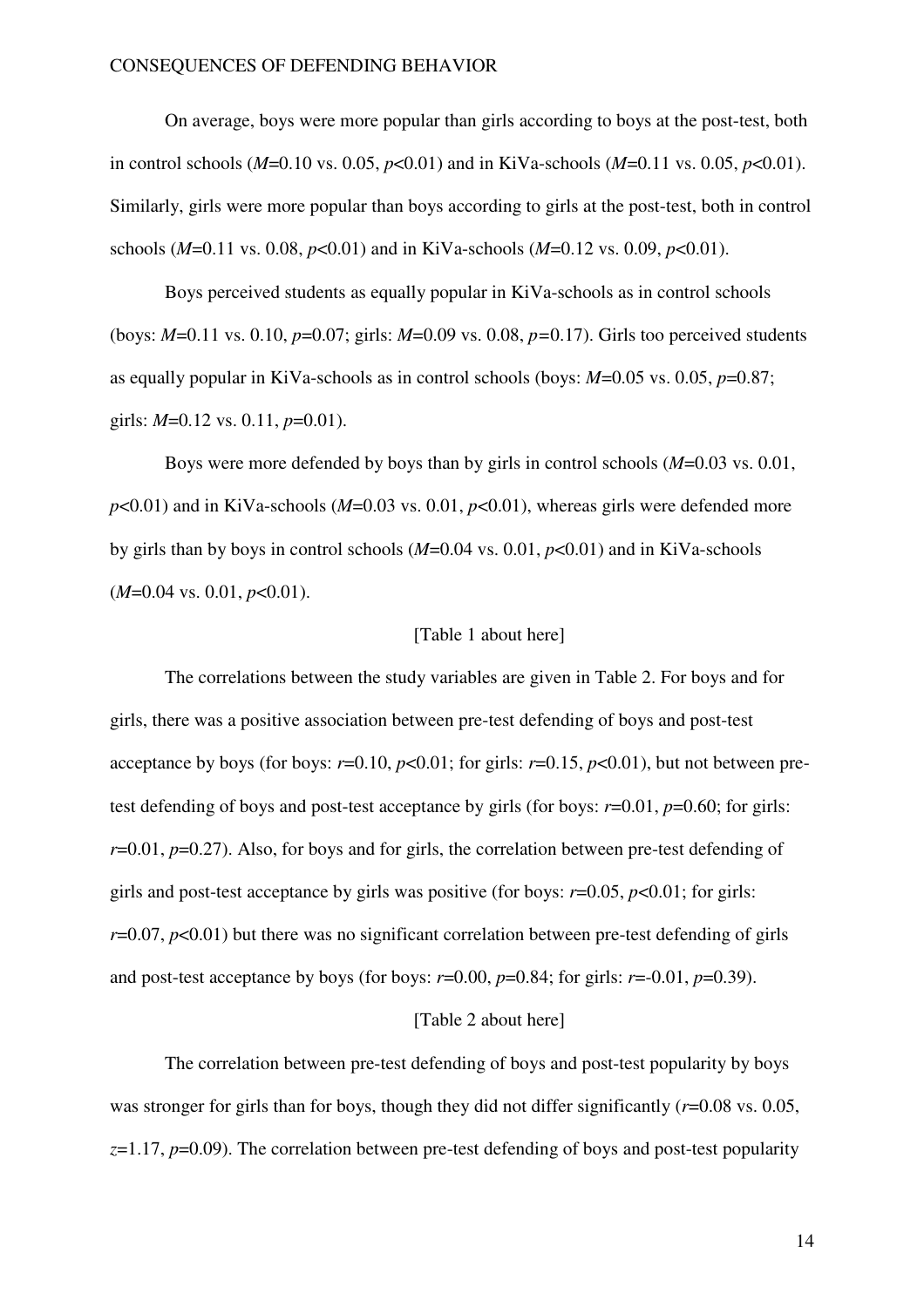On average, boys were more popular than girls according to boys at the post-test, both in control schools (*M*=0.10 vs. 0.05, $p<0.01$) and in KiVa-schools (*M*=0.11 vs. 0.05, $p<0.01$). Similarly, girls were more popular than boys according to girls at the post-test, both in control schools (*M*=0.11 vs. 0.08, $p<0.01$) and in KiVa-schools (*M*=0.12 vs. 0.09, $p<0.01$).

Boys perceived students as equally popular in KiVa-schools as in control schools (boys: *M*=0.11 vs. 0.10, $p=0.07$; girls: *M*=0.09 vs. 0.08, $p=0.17$). Girls too perceived students as equally popular in KiVa-schools as in control schools (boys: *M*=0.05 vs. 0.05, $p=0.87$; girls: *M*=0.12 vs. 0.11, $p=0.01$).

Boys were more defended by boys than by girls in control schools (*M*=0.03 vs. 0.01, $p<0.01$) and in KiVa-schools (*M*=0.03 vs. 0.01, $p<0.01$), whereas girls were defended more by girls than by boys in control schools (*M*=0.04 vs. 0.01, $p<0.01$) and in KiVa-schools (*M*=0.04 vs. 0.01, $p<0.01$).

[Table 1 about here]

The correlations between the study variables are given in Table 2. For boys and for girls, there was a positive association between pre-test defending of boys and post-test acceptance by boys (for boys: $r=0.10$, $p<0.01$; for girls: $r=0.15$, $p<0.01$), but not between pre-test defending of boys and post-test acceptance by girls (for boys: $r=0.01$, $p=0.60$; for girls: $r=0.01$, $p=0.27$). Also, for boys and for girls, the correlation between pre-test defending of girls and post-test acceptance by girls was positive (for boys: $r=0.05$, $p<0.01$; for girls: $r=0.07$, $p<0.01$) but there was no significant correlation between pre-test defending of girls and post-test acceptance by boys (for boys: $r=0.00$, $p=0.84$; for girls: $r=-0.01$, $p=0.39$).

[Table 2 about here]

The correlation between pre-test defending of boys and post-test popularity by boys was stronger for girls than for boys, though they did not differ significantly ($r=0.08$ vs. 0.05, $z=1.17$, $p=0.09$). The correlation between pre-test defending of boys and post-test popularity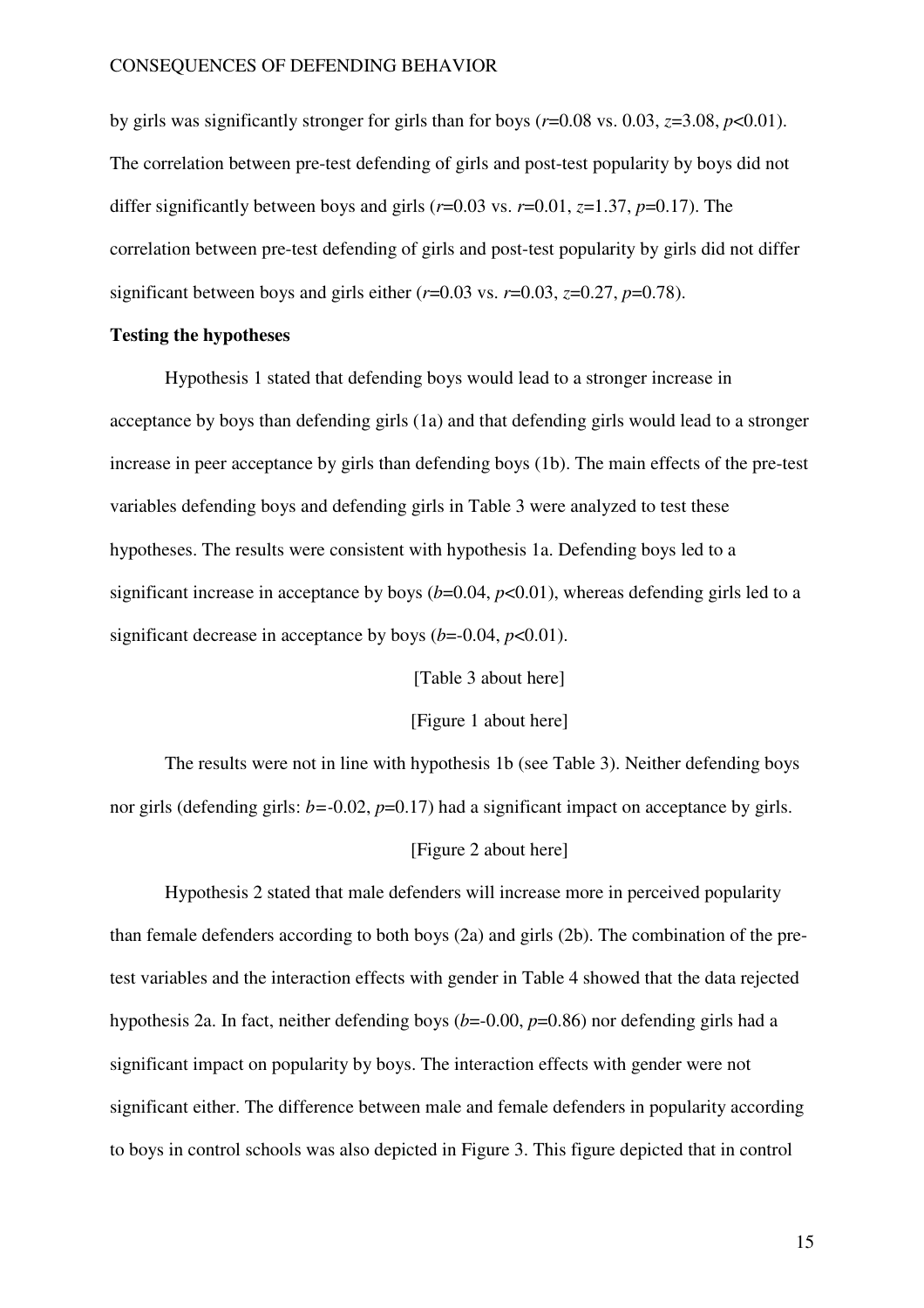by girls was significantly stronger for girls than for boys ($r$=0.08 vs. 0.03, $z$=3.08, $p$<0.01). The correlation between pre-test defending of girls and post-test popularity by boys did not differ significantly between boys and girls ($r$=0.03 vs. $r$=0.01, $z$=1.37, $p$=0.17). The correlation between pre-test defending of girls and post-test popularity by girls did not differ significant between boys and girls either ($r$=0.03 vs. $r$=0.03, $z$=0.27, $p$=0.78).

**Testing the hypotheses**

Hypothesis 1 stated that defending boys would lead to a stronger increase in acceptance by boys than defending girls (1a) and that defending girls would lead to a stronger increase in peer acceptance by girls than defending boys (1b). The main effects of the pre-test variables defending boys and defending girls in Table 3 were analyzed to test these hypotheses. The results were consistent with hypothesis 1a. Defending boys led to a significant increase in acceptance by boys ($b$=0.04, $p$<0.01), whereas defending girls led to a significant decrease in acceptance by boys ($b$=-0.04, $p$<0.01).

[Table 3 about here]

[Figure 1 about here]

The results were not in line with hypothesis 1b (see Table 3). Neither defending boys nor girls (defending girls: $b$=-0.02, $p$=0.17) had a significant impact on acceptance by girls.

[Figure 2 about here]

Hypothesis 2 stated that male defenders will increase more in perceived popularity than female defenders according to both boys (2a) and girls (2b). The combination of the pre-test variables and the interaction effects with gender in Table 4 showed that the data rejected hypothesis 2a. In fact, neither defending boys ($b$=-0.00, $p$=0.86) nor defending girls had a significant impact on popularity by boys. The interaction effects with gender were not significant either. The difference between male and female defenders in popularity according to boys in control schools was also depicted in Figure 3. This figure depicted that in control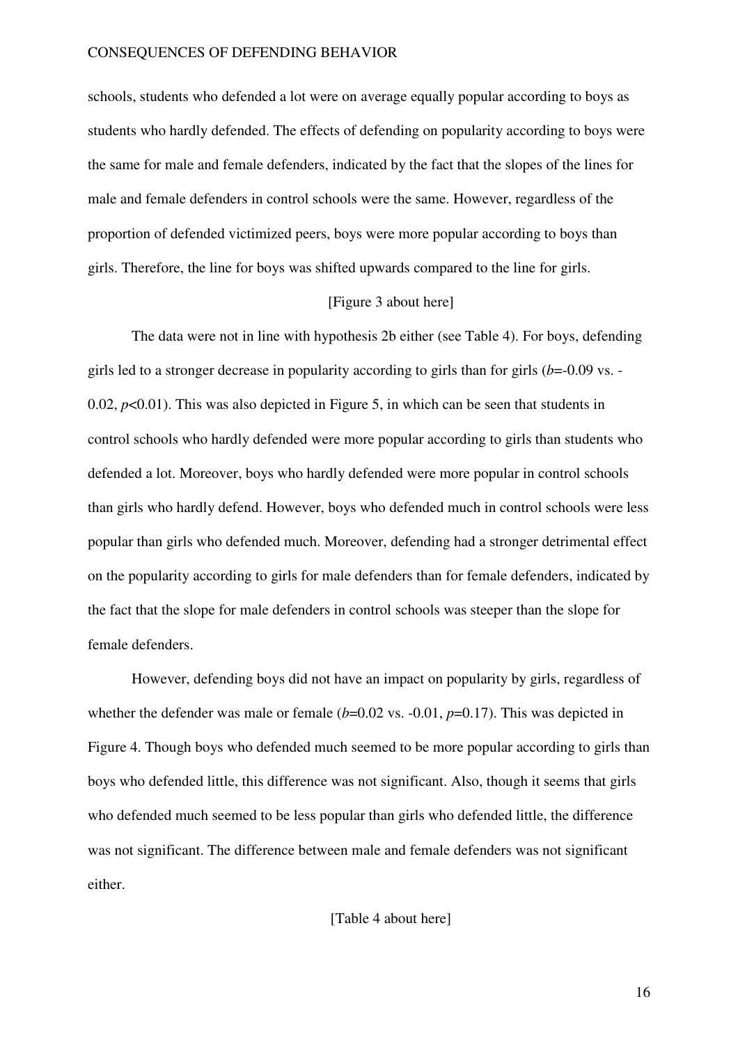schools, students who defended a lot were on average equally popular according to boys as students who hardly defended. The effects of defending on popularity according to boys were the same for male and female defenders, indicated by the fact that the slopes of the lines for male and female defenders in control schools were the same. However, regardless of the proportion of defended victimized peers, boys were more popular according to boys than girls. Therefore, the line for boys was shifted upwards compared to the line for girls.

[Figure 3 about here]

The data were not in line with hypothesis 2b either (see Table 4). For boys, defending girls led to a stronger decrease in popularity according to girls than for girls ($b$=-0.09 vs. -0.02, $p$<0.01). This was also depicted in Figure 5, in which can be seen that students in control schools who hardly defended were more popular according to girls than students who defended a lot. Moreover, boys who hardly defended were more popular in control schools than girls who hardly defend. However, boys who defended much in control schools were less popular than girls who defended much. Moreover, defending had a stronger detrimental effect on the popularity according to girls for male defenders than for female defenders, indicated by the fact that the slope for male defenders in control schools was steeper than the slope for female defenders.

However, defending boys did not have an impact on popularity by girls, regardless of whether the defender was male or female ($b$=0.02 vs. -0.01, $p$=0.17). This was depicted in Figure 4. Though boys who defended much seemed to be more popular according to girls than boys who defended little, this difference was not significant. Also, though it seems that girls who defended much seemed to be less popular than girls who defended little, the difference was not significant. The difference between male and female defenders was not significant either.

[Table 4 about here]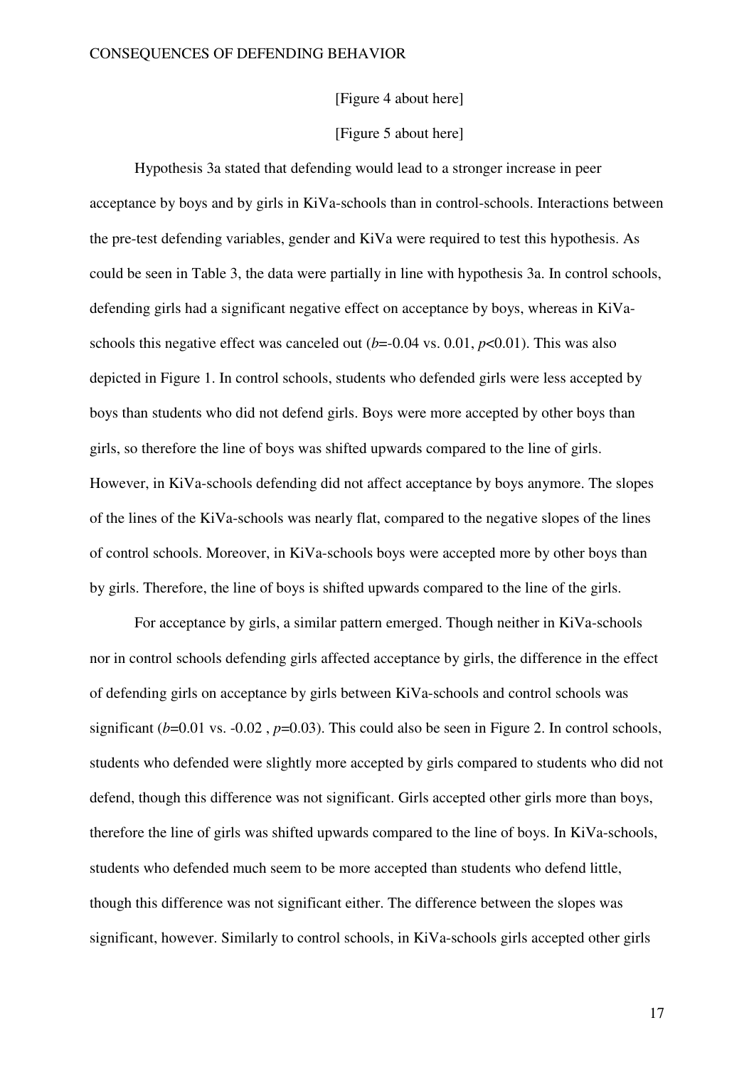[Figure 4 about here]

[Figure 5 about here]

Hypothesis 3a stated that defending would lead to a stronger increase in peer acceptance by boys and by girls in KiVa-schools than in control-schools. Interactions between the pre-test defending variables, gender and KiVa were required to test this hypothesis. As could be seen in Table 3, the data were partially in line with hypothesis 3a. In control schools, defending girls had a significant negative effect on acceptance by boys, whereas in KiVa-schools this negative effect was canceled out ($b$=-0.04 vs. 0.01, $p$<0.01). This was also depicted in Figure 1. In control schools, students who defended girls were less accepted by boys than students who did not defend girls. Boys were more accepted by other boys than girls, so therefore the line of boys was shifted upwards compared to the line of girls. However, in KiVa-schools defending did not affect acceptance by boys anymore. The slopes of the lines of the KiVa-schools was nearly flat, compared to the negative slopes of the lines of control schools. Moreover, in KiVa-schools boys were accepted more by other boys than by girls. Therefore, the line of boys is shifted upwards compared to the line of the girls.

For acceptance by girls, a similar pattern emerged. Though neither in KiVa-schools nor in control schools defending girls affected acceptance by girls, the difference in the effect of defending girls on acceptance by girls between KiVa-schools and control schools was significant ($b$=0.01 vs. -0.02 , $p$=0.03). This could also be seen in Figure 2. In control schools, students who defended were slightly more accepted by girls compared to students who did not defend, though this difference was not significant. Girls accepted other girls more than boys, therefore the line of girls was shifted upwards compared to the line of boys. In KiVa-schools, students who defended much seem to be more accepted than students who defend little, though this difference was not significant either. The difference between the slopes was significant, however. Similarly to control schools, in KiVa-schools girls accepted other girls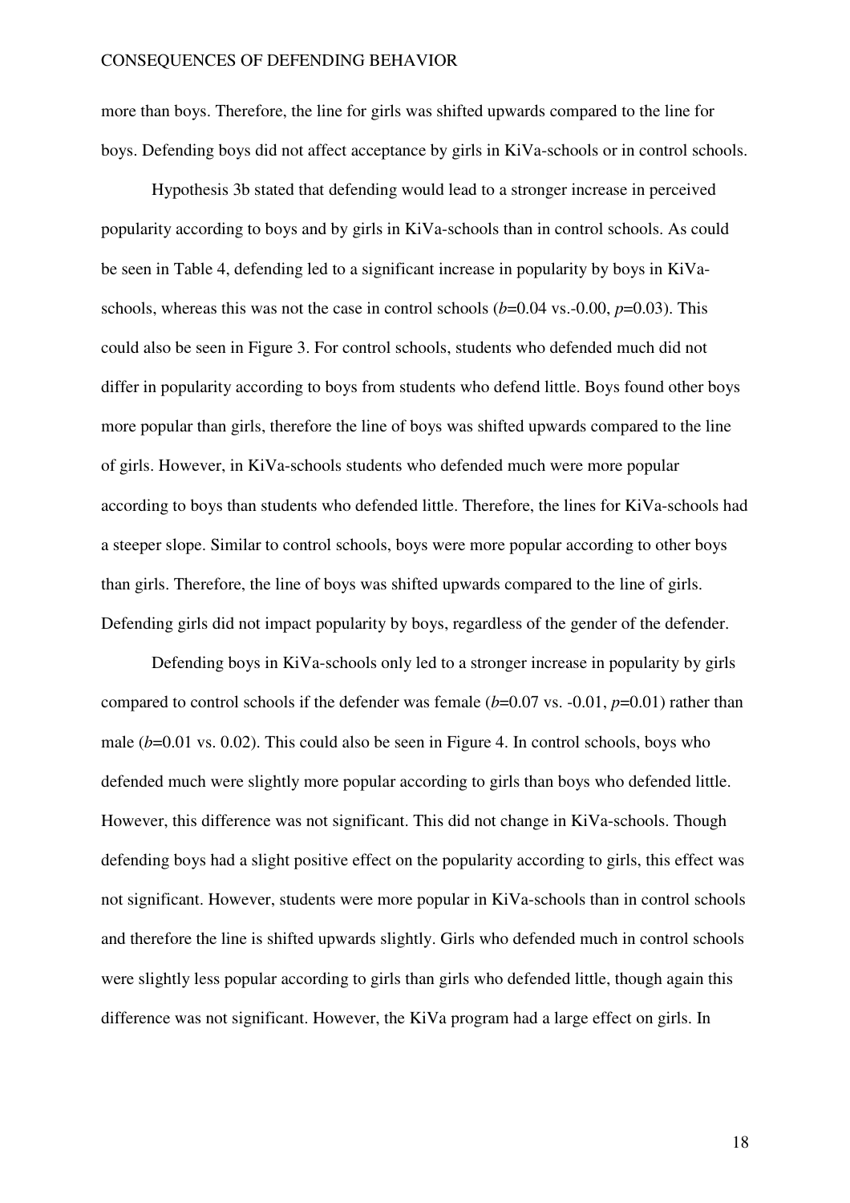more than boys. Therefore, the line for girls was shifted upwards compared to the line for boys. Defending boys did not affect acceptance by girls in KiVa-schools or in control schools.

Hypothesis 3b stated that defending would lead to a stronger increase in perceived popularity according to boys and by girls in KiVa-schools than in control schools. As could be seen in Table 4, defending led to a significant increase in popularity by boys in KiVa-schools, whereas this was not the case in control schools ($b$=0.04 vs.-0.00, $p$=0.03). This could also be seen in Figure 3. For control schools, students who defended much did not differ in popularity according to boys from students who defend little. Boys found other boys more popular than girls, therefore the line of boys was shifted upwards compared to the line of girls. However, in KiVa-schools students who defended much were more popular according to boys than students who defended little. Therefore, the lines for KiVa-schools had a steeper slope. Similar to control schools, boys were more popular according to other boys than girls. Therefore, the line of boys was shifted upwards compared to the line of girls. Defending girls did not impact popularity by boys, regardless of the gender of the defender.

Defending boys in KiVa-schools only led to a stronger increase in popularity by girls compared to control schools if the defender was female ($b$=0.07 vs. -0.01, $p$=0.01) rather than male ($b$=0.01 vs. 0.02). This could also be seen in Figure 4. In control schools, boys who defended much were slightly more popular according to girls than boys who defended little. However, this difference was not significant. This did not change in KiVa-schools. Though defending boys had a slight positive effect on the popularity according to girls, this effect was not significant. However, students were more popular in KiVa-schools than in control schools and therefore the line is shifted upwards slightly. Girls who defended much in control schools were slightly less popular according to girls than girls who defended little, though again this difference was not significant. However, the KiVa program had a large effect on girls. In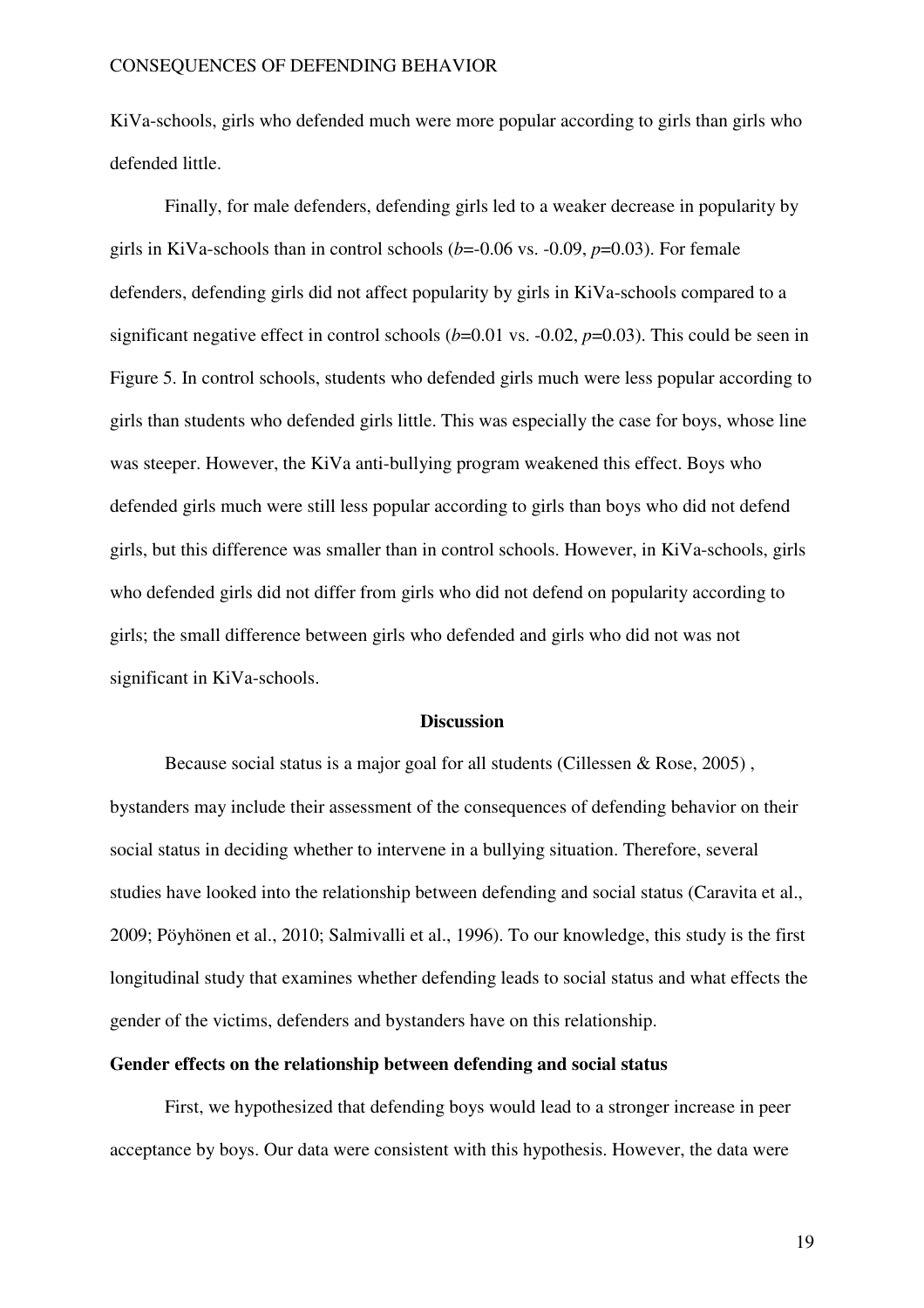KiVa-schools, girls who defended much were more popular according to girls than girls who defended little.

Finally, for male defenders, defending girls led to a weaker decrease in popularity by girls in KiVa-schools than in control schools ($b$=-0.06 vs. -0.09, $p$=0.03). For female defenders, defending girls did not affect popularity by girls in KiVa-schools compared to a significant negative effect in control schools ($b$=0.01 vs. -0.02, $p$=0.03). This could be seen in Figure 5. In control schools, students who defended girls much were less popular according to girls than students who defended girls little. This was especially the case for boys, whose line was steeper. However, the KiVa anti-bullying program weakened this effect. Boys who defended girls much were still less popular according to girls than boys who did not defend girls, but this difference was smaller than in control schools. However, in KiVa-schools, girls who defended girls did not differ from girls who did not defend on popularity according to girls; the small difference between girls who defended and girls who did not was not significant in KiVa-schools.

## Discussion

Because social status is a major goal for all students (Cillessen & Rose, 2005) , bystanders may include their assessment of the consequences of defending behavior on their social status in deciding whether to intervene in a bullying situation. Therefore, several studies have looked into the relationship between defending and social status (Caravita et al., 2009; Pöyhönen et al., 2010; Salmivalli et al., 1996). To our knowledge, this study is the first longitudinal study that examines whether defending leads to social status and what effects the gender of the victims, defenders and bystanders have on this relationship.

### Gender effects on the relationship between defending and social status

First, we hypothesized that defending boys would lead to a stronger increase in peer acceptance by boys. Our data were consistent with this hypothesis. However, the data were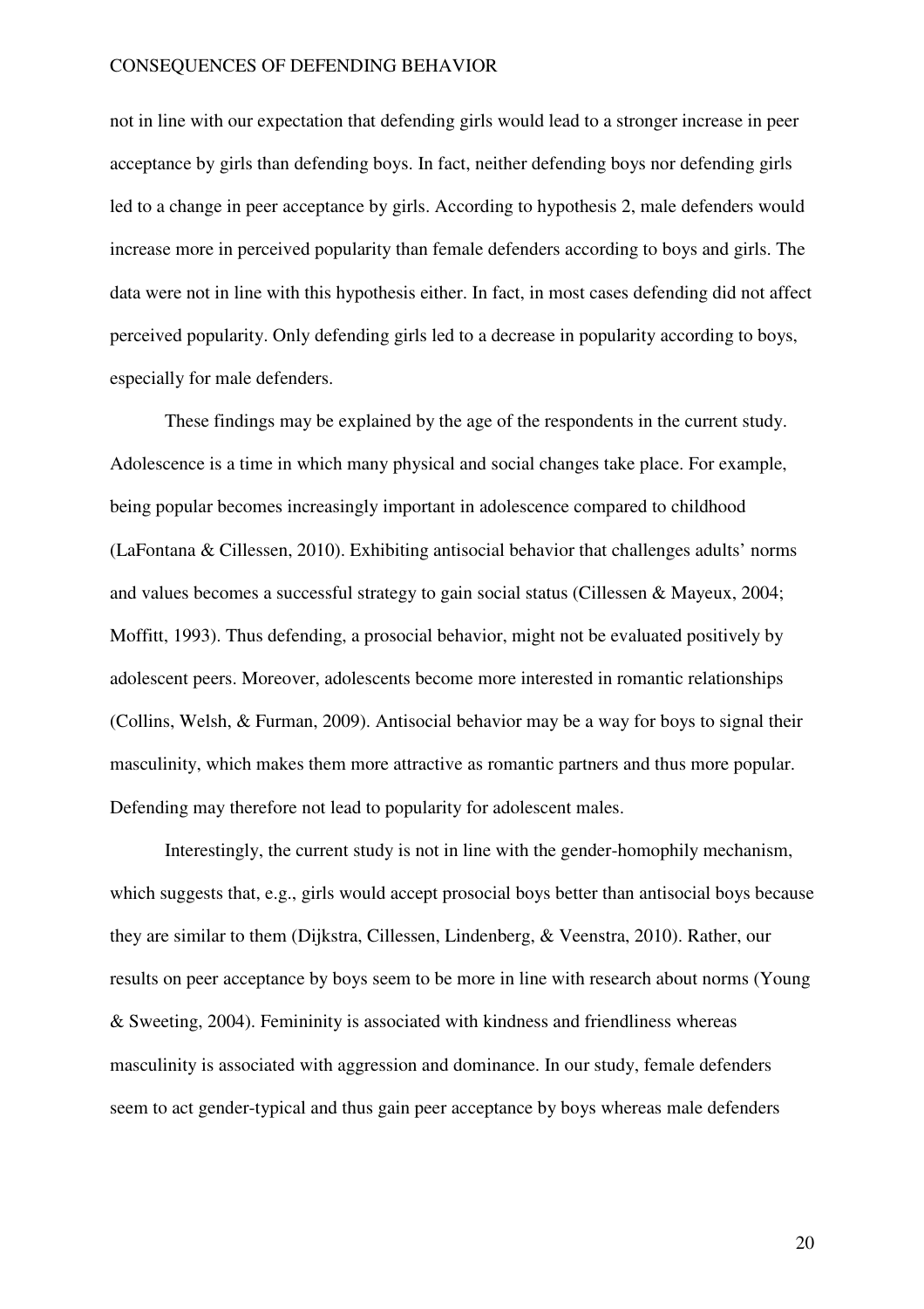not in line with our expectation that defending girls would lead to a stronger increase in peer acceptance by girls than defending boys. In fact, neither defending boys nor defending girls led to a change in peer acceptance by girls. According to hypothesis 2, male defenders would increase more in perceived popularity than female defenders according to boys and girls. The data were not in line with this hypothesis either. In fact, in most cases defending did not affect perceived popularity. Only defending girls led to a decrease in popularity according to boys, especially for male defenders.

These findings may be explained by the age of the respondents in the current study. Adolescence is a time in which many physical and social changes take place. For example, being popular becomes increasingly important in adolescence compared to childhood (LaFontana & Cillessen, 2010). Exhibiting antisocial behavior that challenges adults' norms and values becomes a successful strategy to gain social status (Cillessen & Mayeux, 2004; Moffitt, 1993). Thus defending, a prosocial behavior, might not be evaluated positively by adolescent peers. Moreover, adolescents become more interested in romantic relationships (Collins, Welsh, & Furman, 2009). Antisocial behavior may be a way for boys to signal their masculinity, which makes them more attractive as romantic partners and thus more popular. Defending may therefore not lead to popularity for adolescent males.

Interestingly, the current study is not in line with the gender-homophily mechanism, which suggests that, e.g., girls would accept prosocial boys better than antisocial boys because they are similar to them (Dijkstra, Cillessen, Lindenberg, & Veenstra, 2010). Rather, our results on peer acceptance by boys seem to be more in line with research about norms (Young & Sweeting, 2004). Femininity is associated with kindness and friendliness whereas masculinity is associated with aggression and dominance. In our study, female defenders seem to act gender-typical and thus gain peer acceptance by boys whereas male defenders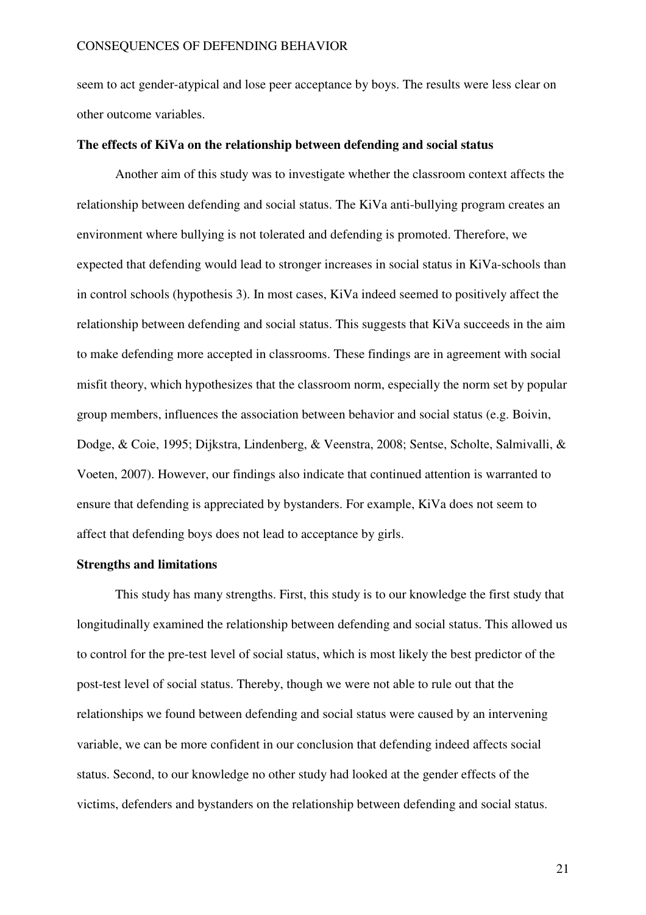seem to act gender-atypical and lose peer acceptance by boys. The results were less clear on other outcome variables.

**The effects of KiVa on the relationship between defending and social status**

Another aim of this study was to investigate whether the classroom context affects the relationship between defending and social status. The KiVa anti-bullying program creates an environment where bullying is not tolerated and defending is promoted. Therefore, we expected that defending would lead to stronger increases in social status in KiVa-schools than in control schools (hypothesis 3). In most cases, KiVa indeed seemed to positively affect the relationship between defending and social status. This suggests that KiVa succeeds in the aim to make defending more accepted in classrooms. These findings are in agreement with social misfit theory, which hypothesizes that the classroom norm, especially the norm set by popular group members, influences the association between behavior and social status (e.g. Boivin, Dodge, & Coie, 1995; Dijkstra, Lindenberg, & Veenstra, 2008; Sentse, Scholte, Salmivalli, & Voeten, 2007). However, our findings also indicate that continued attention is warranted to ensure that defending is appreciated by bystanders. For example, KiVa does not seem to affect that defending boys does not lead to acceptance by girls.

**Strengths and limitations**

This study has many strengths. First, this study is to our knowledge the first study that longitudinally examined the relationship between defending and social status. This allowed us to control for the pre-test level of social status, which is most likely the best predictor of the post-test level of social status. Thereby, though we were not able to rule out that the relationships we found between defending and social status were caused by an intervening variable, we can be more confident in our conclusion that defending indeed affects social status. Second, to our knowledge no other study had looked at the gender effects of the victims, defenders and bystanders on the relationship between defending and social status.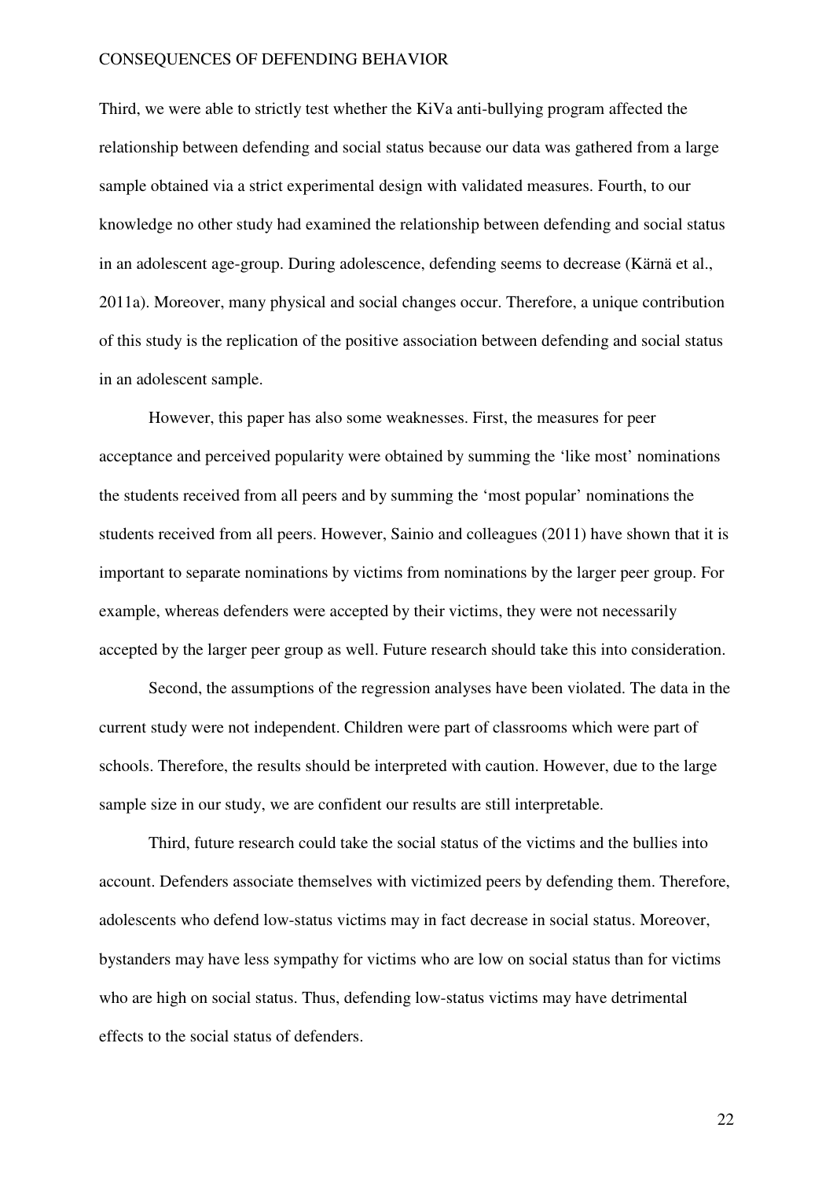Third, we were able to strictly test whether the KiVa anti-bullying program affected the relationship between defending and social status because our data was gathered from a large sample obtained via a strict experimental design with validated measures. Fourth, to our knowledge no other study had examined the relationship between defending and social status in an adolescent age-group. During adolescence, defending seems to decrease (Kärnä et al., 2011a). Moreover, many physical and social changes occur. Therefore, a unique contribution of this study is the replication of the positive association between defending and social status in an adolescent sample.

However, this paper has also some weaknesses. First, the measures for peer acceptance and perceived popularity were obtained by summing the 'like most' nominations the students received from all peers and by summing the 'most popular' nominations the students received from all peers. However, Sainio and colleagues (2011) have shown that it is important to separate nominations by victims from nominations by the larger peer group. For example, whereas defenders were accepted by their victims, they were not necessarily accepted by the larger peer group as well. Future research should take this into consideration.

Second, the assumptions of the regression analyses have been violated. The data in the current study were not independent. Children were part of classrooms which were part of schools. Therefore, the results should be interpreted with caution. However, due to the large sample size in our study, we are confident our results are still interpretable.

Third, future research could take the social status of the victims and the bullies into account. Defenders associate themselves with victimized peers by defending them. Therefore, adolescents who defend low-status victims may in fact decrease in social status. Moreover, bystanders may have less sympathy for victims who are low on social status than for victims who are high on social status. Thus, defending low-status victims may have detrimental effects to the social status of defenders.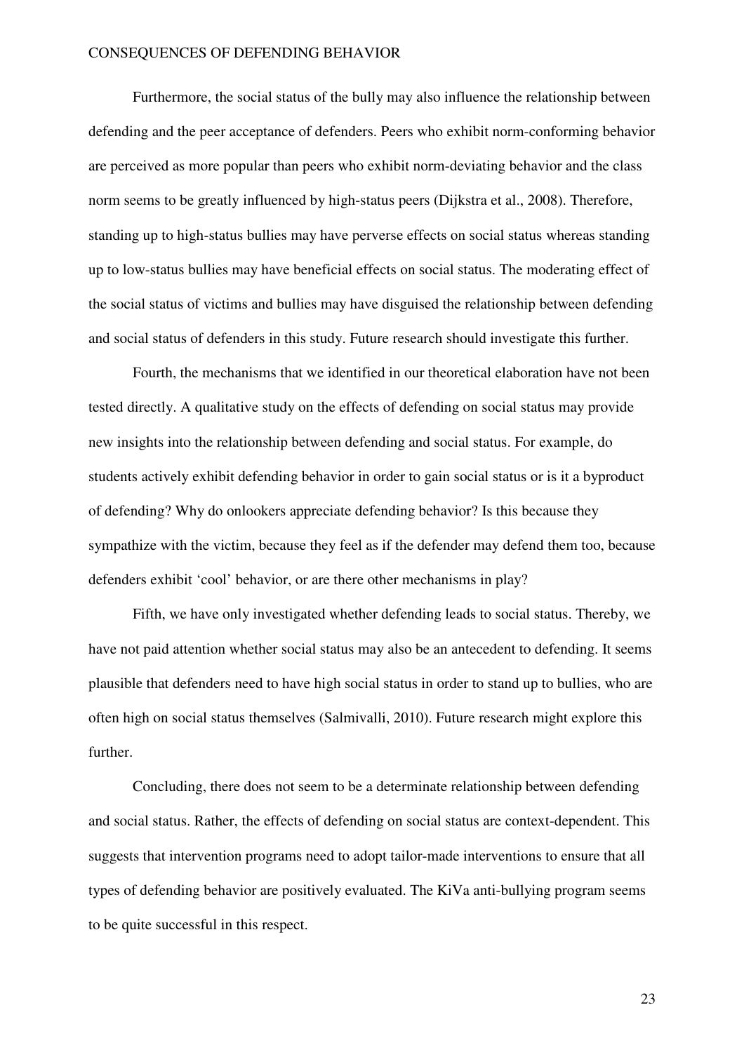Furthermore, the social status of the bully may also influence the relationship between defending and the peer acceptance of defenders. Peers who exhibit norm-conforming behavior are perceived as more popular than peers who exhibit norm-deviating behavior and the class norm seems to be greatly influenced by high-status peers (Dijkstra et al., 2008). Therefore, standing up to high-status bullies may have perverse effects on social status whereas standing up to low-status bullies may have beneficial effects on social status. The moderating effect of the social status of victims and bullies may have disguised the relationship between defending and social status of defenders in this study. Future research should investigate this further.

Fourth, the mechanisms that we identified in our theoretical elaboration have not been tested directly. A qualitative study on the effects of defending on social status may provide new insights into the relationship between defending and social status. For example, do students actively exhibit defending behavior in order to gain social status or is it a byproduct of defending? Why do onlookers appreciate defending behavior? Is this because they sympathize with the victim, because they feel as if the defender may defend them too, because defenders exhibit 'cool' behavior, or are there other mechanisms in play?

Fifth, we have only investigated whether defending leads to social status. Thereby, we have not paid attention whether social status may also be an antecedent to defending. It seems plausible that defenders need to have high social status in order to stand up to bullies, who are often high on social status themselves (Salmivalli, 2010). Future research might explore this further.

Concluding, there does not seem to be a determinate relationship between defending and social status. Rather, the effects of defending on social status are context-dependent. This suggests that intervention programs need to adopt tailor-made interventions to ensure that all types of defending behavior are positively evaluated. The KiVa anti-bullying program seems to be quite successful in this respect.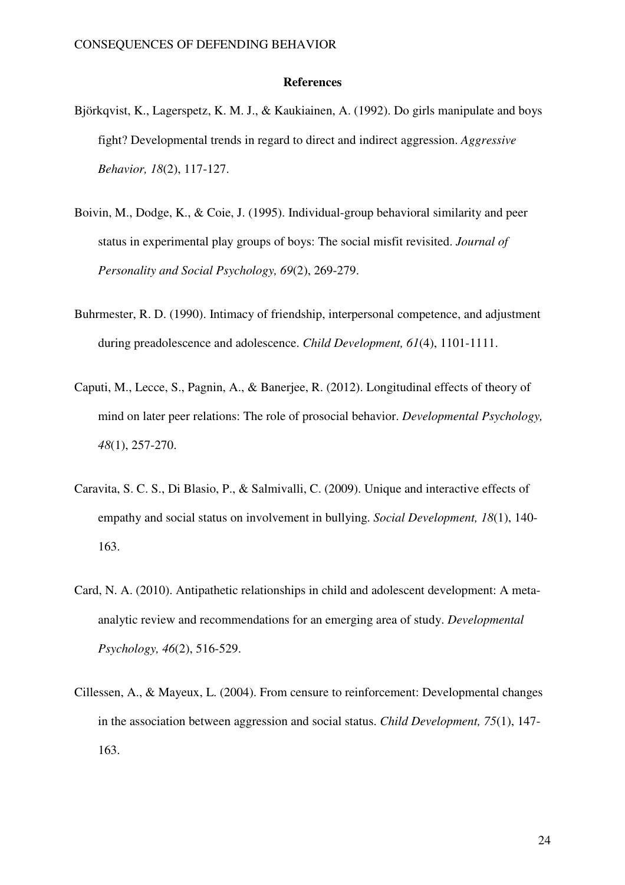**References**

Björkqvist, K., Lagerspetz, K. M. J., & Kaukiainen, A. (1992). Do girls manipulate and boys fight? Developmental trends in regard to direct and indirect aggression. *Aggressive Behavior, 18*(2), 117-127.

Boivin, M., Dodge, K., & Coie, J. (1995). Individual-group behavioral similarity and peer status in experimental play groups of boys: The social misfit revisited. *Journal of Personality and Social Psychology, 69*(2), 269-279.

Buhrmester, R. D. (1990). Intimacy of friendship, interpersonal competence, and adjustment during preadolescence and adolescence. *Child Development, 61*(4), 1101-1111.

Caputi, M., Lecce, S., Pagnin, A., & Banerjee, R. (2012). Longitudinal effects of theory of mind on later peer relations: The role of prosocial behavior. *Developmental Psychology, 48*(1), 257-270.

Caravita, S. C. S., Di Blasio, P., & Salmivalli, C. (2009). Unique and interactive effects of empathy and social status on involvement in bullying. *Social Development, 18*(1), 140-163.

Card, N. A. (2010). Antipathetic relationships in child and adolescent development: A meta-analytic review and recommendations for an emerging area of study. *Developmental Psychology, 46*(2), 516-529.

Cillessen, A., & Mayeux, L. (2004). From censure to reinforcement: Developmental changes in the association between aggression and social status. *Child Development, 75*(1), 147-163.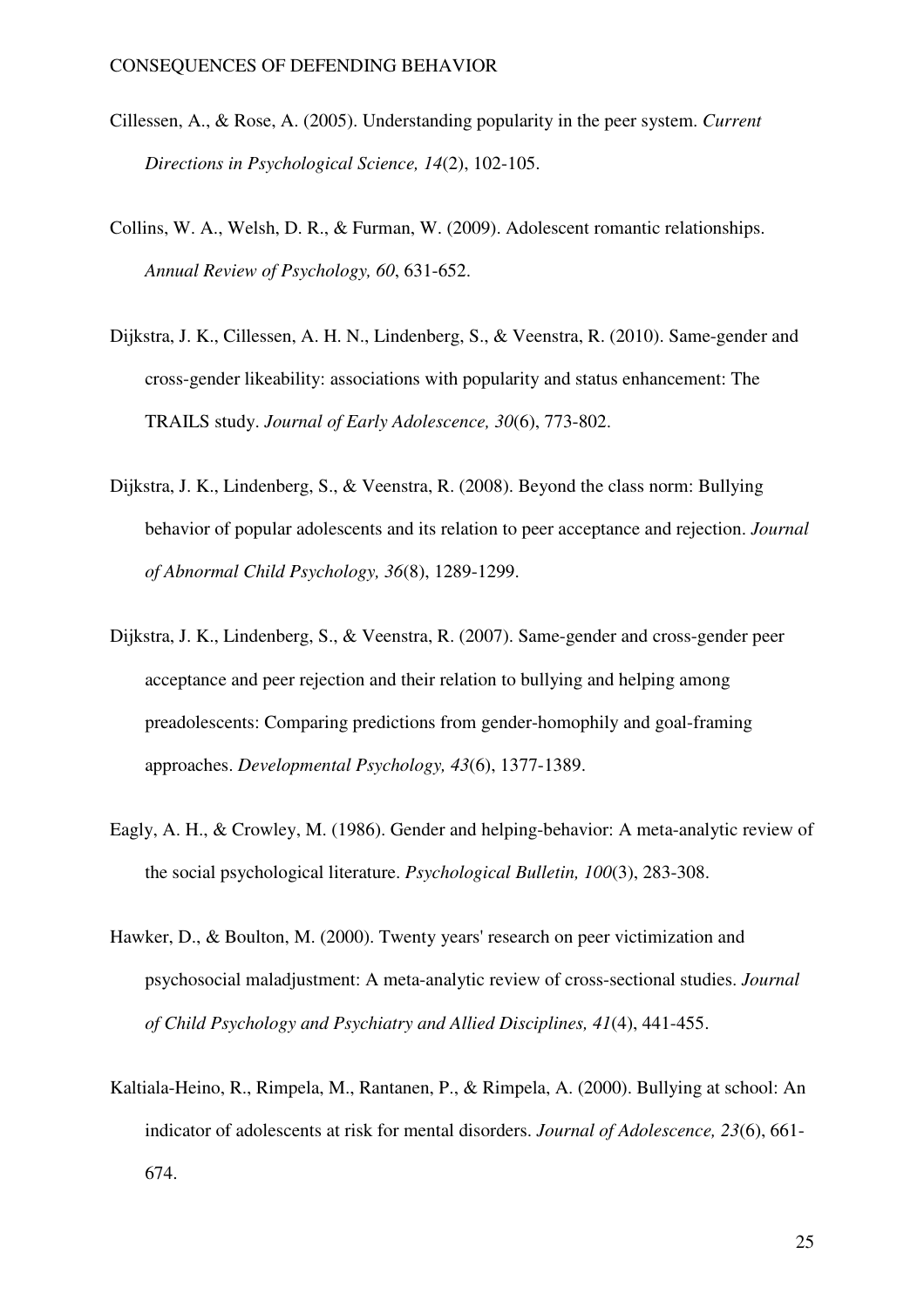Cillessen, A., & Rose, A. (2005). Understanding popularity in the peer system. *Current Directions in Psychological Science, 14*(2), 102-105.

Collins, W. A., Welsh, D. R., & Furman, W. (2009). Adolescent romantic relationships. *Annual Review of Psychology, 60*, 631-652.

Dijkstra, J. K., Cillessen, A. H. N., Lindenberg, S., & Veenstra, R. (2010). Same-gender and cross-gender likeability: associations with popularity and status enhancement: The TRAILS study. *Journal of Early Adolescence, 30*(6), 773-802.

Dijkstra, J. K., Lindenberg, S., & Veenstra, R. (2008). Beyond the class norm: Bullying behavior of popular adolescents and its relation to peer acceptance and rejection. *Journal of Abnormal Child Psychology, 36*(8), 1289-1299.

Dijkstra, J. K., Lindenberg, S., & Veenstra, R. (2007). Same-gender and cross-gender peer acceptance and peer rejection and their relation to bullying and helping among preadolescents: Comparing predictions from gender-homophily and goal-framing approaches. *Developmental Psychology, 43*(6), 1377-1389.

Eagly, A. H., & Crowley, M. (1986). Gender and helping-behavior: A meta-analytic review of the social psychological literature. *Psychological Bulletin, 100*(3), 283-308.

Hawker, D., & Boulton, M. (2000). Twenty years' research on peer victimization and psychosocial maladjustment: A meta-analytic review of cross-sectional studies. *Journal of Child Psychology and Psychiatry and Allied Disciplines, 41*(4), 441-455.

Kaltiala-Heino, R., Rimpela, M., Rantanen, P., & Rimpela, A. (2000). Bullying at school: An indicator of adolescents at risk for mental disorders. *Journal of Adolescence, 23*(6), 661-674.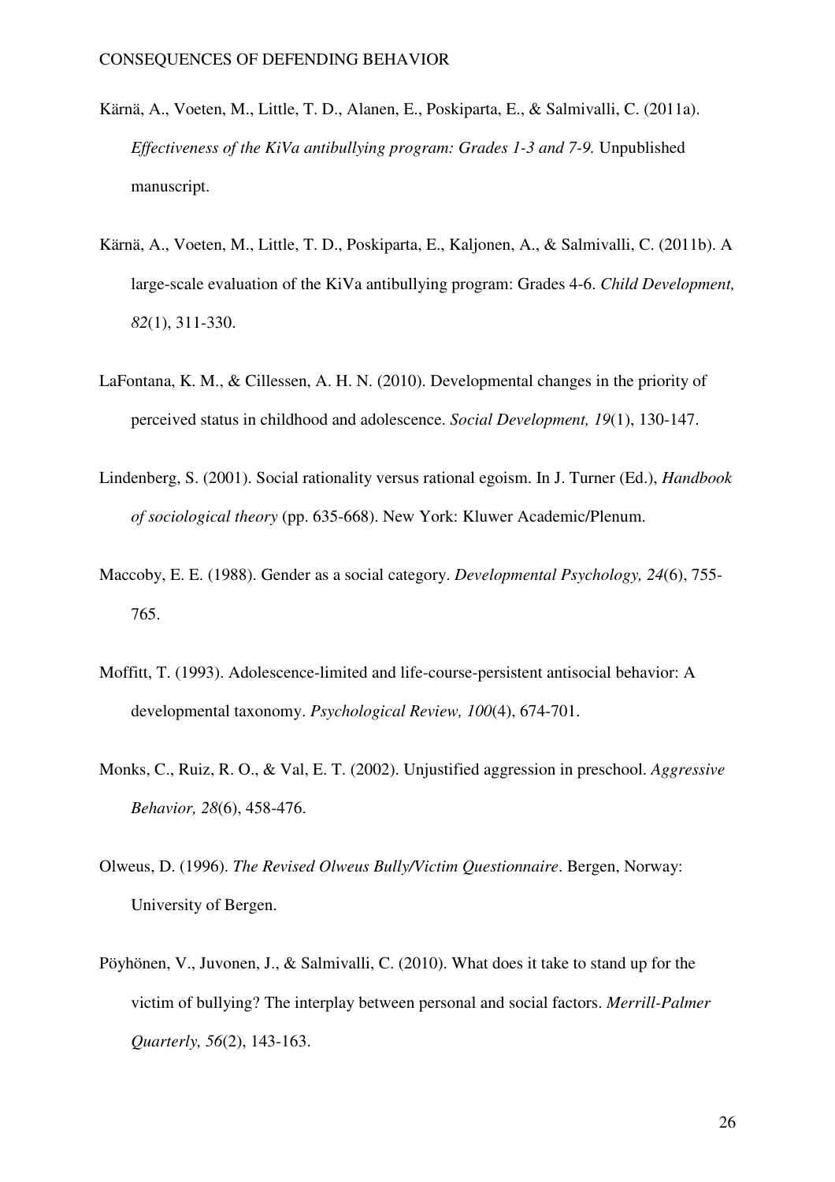Kärnä, A., Voeten, M., Little, T. D., Alanen, E., Poskiparta, E., & Salmivalli, C. (2011a). *Effectiveness of the KiVa antibullying program: Grades 1-3 and 7-9.* Unpublished manuscript.

Kärnä, A., Voeten, M., Little, T. D., Poskiparta, E., Kaljonen, A., & Salmivalli, C. (2011b). A large-scale evaluation of the KiVa antibullying program: Grades 4-6. *Child Development, 82*(1), 311-330.

LaFontana, K. M., & Cillessen, A. H. N. (2010). Developmental changes in the priority of perceived status in childhood and adolescence. *Social Development, 19*(1), 130-147.

Lindenberg, S. (2001). Social rationality versus rational egoism. In J. Turner (Ed.), *Handbook of sociological theory* (pp. 635-668). New York: Kluwer Academic/Plenum.

Maccoby, E. E. (1988). Gender as a social category. *Developmental Psychology, 24*(6), 755-765.

Moffitt, T. (1993). Adolescence-limited and life-course-persistent antisocial behavior: A developmental taxonomy. *Psychological Review, 100*(4), 674-701.

Monks, C., Ruiz, R. O., & Val, E. T. (2002). Unjustified aggression in preschool. *Aggressive Behavior, 28*(6), 458-476.

Olweus, D. (1996). *The Revised Olweus Bully/Victim Questionnaire*. Bergen, Norway: University of Bergen.

Pöyhönen, V., Juvonen, J., & Salmivalli, C. (2010). What does it take to stand up for the victim of bullying? The interplay between personal and social factors. *Merrill-Palmer Quarterly, 56*(2), 143-163.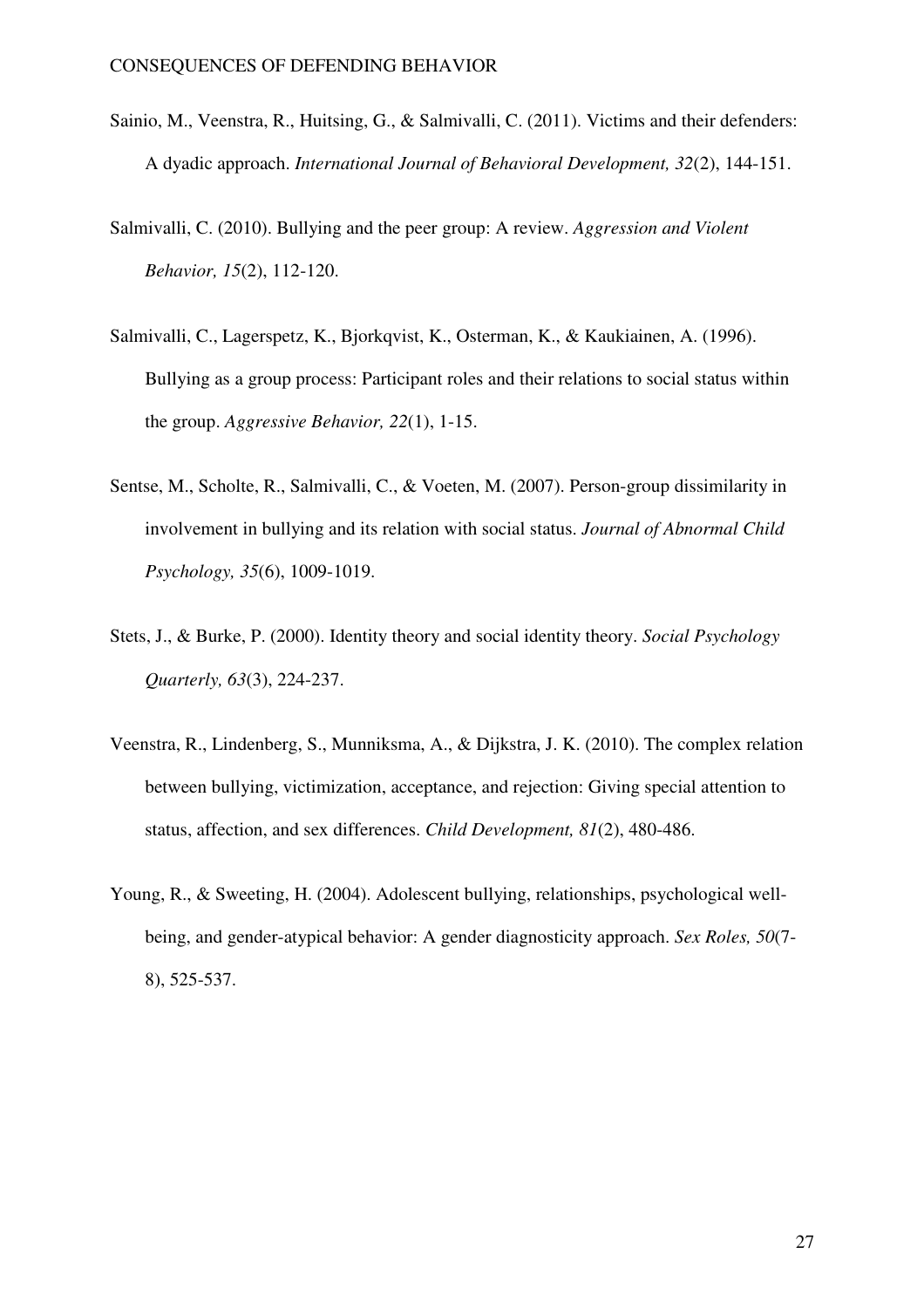Sainio, M., Veenstra, R., Huitsing, G., & Salmivalli, C. (2011). Victims and their defenders: A dyadic approach. *International Journal of Behavioral Development, 32*(2), 144-151.

Salmivalli, C. (2010). Bullying and the peer group: A review. *Aggression and Violent Behavior, 15*(2), 112-120.

Salmivalli, C., Lagerspetz, K., Bjorkqvist, K., Osterman, K., & Kaukiainen, A. (1996). Bullying as a group process: Participant roles and their relations to social status within the group. *Aggressive Behavior, 22*(1), 1-15.

Sentse, M., Scholte, R., Salmivalli, C., & Voeten, M. (2007). Person-group dissimilarity in involvement in bullying and its relation with social status. *Journal of Abnormal Child Psychology, 35*(6), 1009-1019.

Stets, J., & Burke, P. (2000). Identity theory and social identity theory. *Social Psychology Quarterly, 63*(3), 224-237.

Veenstra, R., Lindenberg, S., Munniksma, A., & Dijkstra, J. K. (2010). The complex relation between bullying, victimization, acceptance, and rejection: Giving special attention to status, affection, and sex differences. *Child Development, 81*(2), 480-486.

Young, R., & Sweeting, H. (2004). Adolescent bullying, relationships, psychological well-being, and gender-atypical behavior: A gender diagnosticity approach. *Sex Roles, 50*(7-8), 525-537.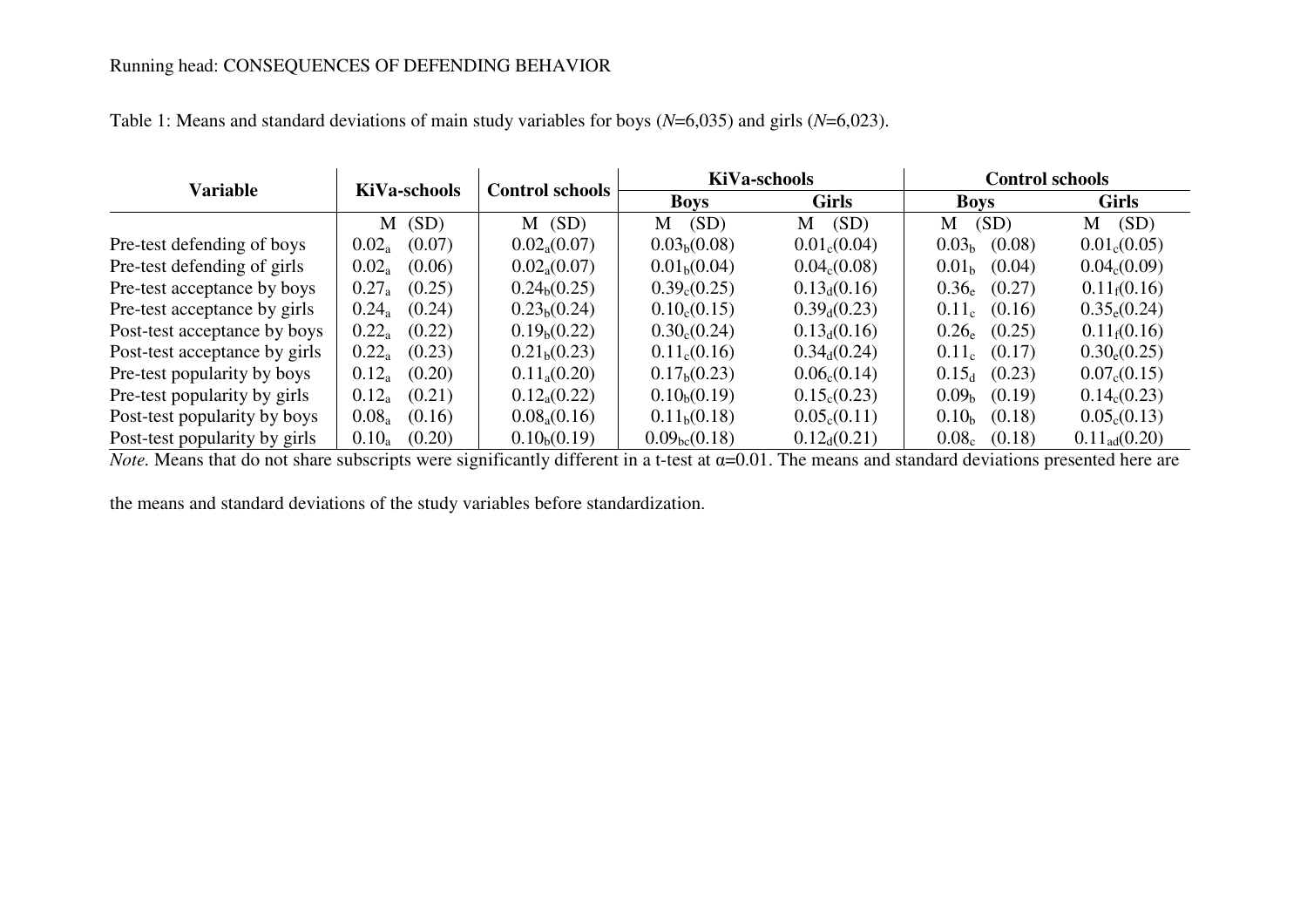Table 1: Means and standard deviations of main study variables for boys (*N*=6,035) and girls (*N*=6,023).

| Variable | KiVa-schools | Control schools | KiVa-schools | | Control schools | |
|---|---|---|---|---|---|---|
| | | | Boys | Girls | Boys | Girls |
| | M (SD) | M (SD) | M (SD) | M (SD) | M (SD) | M (SD) |
| Pre-test defending of boys | $0.02_a$ (0.07) | $0.02_a$(0.07) | $0.03_b$(0.08) | $0.01_c$(0.04) | $0.03_b$ (0.08) | $0.01_c$(0.05) |
| Pre-test defending of girls | $0.02_a$ (0.06) | $0.02_a$(0.07) | $0.01_b$(0.04) | $0.04_c$(0.08) | $0.01_b$ (0.04) | $0.04_c$(0.09) |
| Pre-test acceptance by boys | $0.27_a$ (0.25) | $0.24_b$(0.25) | $0.39_c$(0.25) | $0.13_d$(0.16) | $0.36_e$ (0.27) | $0.11_f$(0.16) |
| Pre-test acceptance by girls | $0.24_a$ (0.24) | $0.23_b$(0.24) | $0.10_c$(0.15) | $0.39_d$(0.23) | $0.11_c$ (0.16) | $0.35_e$(0.24) |
| Post-test acceptance by boys | $0.22_a$ (0.22) | $0.19_b$(0.22) | $0.30_c$(0.24) | $0.13_d$(0.16) | $0.26_e$ (0.25) | $0.11_f$(0.16) |
| Post-test acceptance by girls | $0.22_a$ (0.23) | $0.21_b$(0.23) | $0.11_c$(0.16) | $0.34_d$(0.24) | $0.11_c$ (0.17) | $0.30_e$(0.25) |
| Pre-test popularity by boys | $0.12_a$ (0.20) | $0.11_a$(0.20) | $0.17_b$(0.23) | $0.06_c$(0.14) | $0.15_d$ (0.23) | $0.07_c$(0.15) |
| Pre-test popularity by girls | $0.12_a$ (0.21) | $0.12_a$(0.22) | $0.10_b$(0.19) | $0.15_c$(0.23) | $0.09_b$ (0.19) | $0.14_c$(0.23) |
| Post-test popularity by boys | $0.08_a$ (0.16) | $0.08_a$(0.16) | $0.11_b$(0.18) | $0.05_c$(0.11) | $0.10_b$ (0.18) | $0.05_c$(0.13) |
| Post-test popularity by girls | $0.10_a$ (0.20) | $0.10_b$(0.19) | $0.09_{bc}$(0.18) | $0.12_d$(0.21) | $0.08_c$ (0.18) | $0.11_{ad}$(0.20) |

*Note.* Means that do not share subscripts were significantly different in a t-test at $\alpha$=0.01. The means and standard deviations presented here are the means and standard deviations of the study variables before standardization.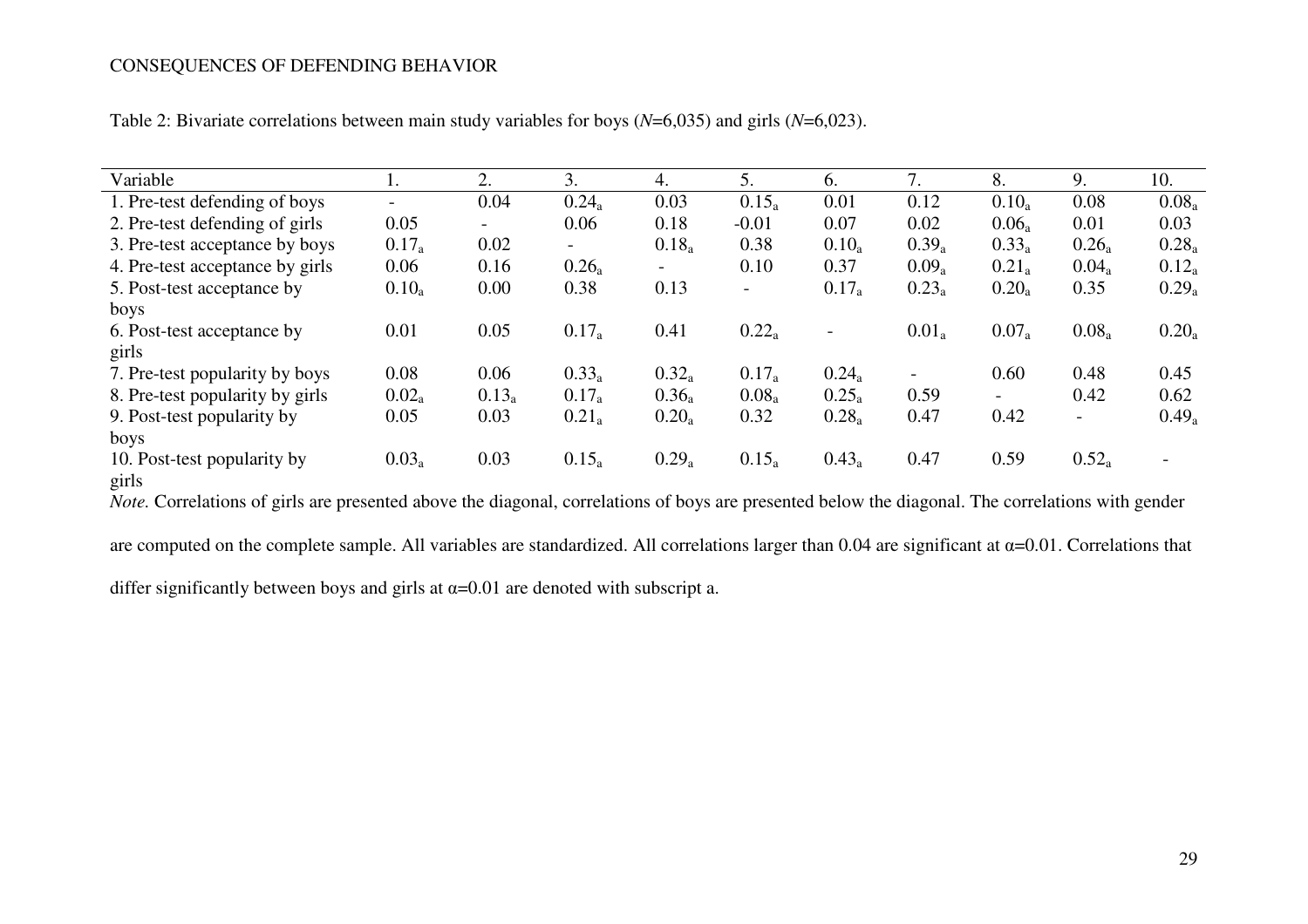Table 2: Bivariate correlations between main study variables for boys (*N*=6,035) and girls (*N*=6,023).

| Variable | 1. | 2. | 3. | 4. | 5. | 6. | 7. | 8. | 9. | 10. |
|---|---|---|---|---|---|---|---|---|---|---|
| 1. Pre-test defending of boys | - | 0.04 | $0.24_a$ | 0.03 | $0.15_a$ | 0.01 | 0.12 | $0.10_a$ | 0.08 | $0.08_a$ |
| 2. Pre-test defending of girls | 0.05 | - | 0.06 | 0.18 | -0.01 | 0.07 | 0.02 | $0.06_a$ | 0.01 | 0.03 |
| 3. Pre-test acceptance by boys | $0.17_a$ | 0.02 | - | $0.18_a$ | 0.38 | $0.10_a$ | $0.39_a$ | $0.33_a$ | $0.26_a$ | $0.28_a$ |
| 4. Pre-test acceptance by girls | 0.06 | 0.16 | $0.26_a$ | - | 0.10 | 0.37 | $0.09_a$ | $0.21_a$ | $0.04_a$ | $0.12_a$ |
| 5. Post-test acceptance by boys | $0.10_a$ | 0.00 | 0.38 | 0.13 | - | $0.17_a$ | $0.23_a$ | $0.20_a$ | 0.35 | $0.29_a$ |
| 6. Post-test acceptance by girls | 0.01 | 0.05 | $0.17_a$ | 0.41 | $0.22_a$ | - | $0.01_a$ | $0.07_a$ | $0.08_a$ | $0.20_a$ |
| 7. Pre-test popularity by boys | 0.08 | 0.06 | $0.33_a$ | $0.32_a$ | $0.17_a$ | $0.24_a$ | - | 0.60 | 0.48 | 0.45 |
| 8. Pre-test popularity by girls | $0.02_a$ | $0.13_a$ | $0.17_a$ | $0.36_a$ | $0.08_a$ | $0.25_a$ | 0.59 | - | 0.42 | 0.62 |
| 9. Post-test popularity by boys | 0.05 | 0.03 | $0.21_a$ | $0.20_a$ | 0.32 | $0.28_a$ | 0.47 | 0.42 | - | $0.49_a$ |
| 10. Post-test popularity by girls | $0.03_a$ | 0.03 | $0.15_a$ | $0.29_a$ | $0.15_a$ | $0.43_a$ | 0.47 | 0.59 | $0.52_a$ | - |

*Note.* Correlations of girls are presented above the diagonal, correlations of boys are presented below the diagonal. The correlations with gender are computed on the complete sample. All variables are standardized. All correlations larger than 0.04 are significant at $\alpha$=0.01. Correlations that differ significantly between boys and girls at $\alpha$=0.01 are denoted with subscript a.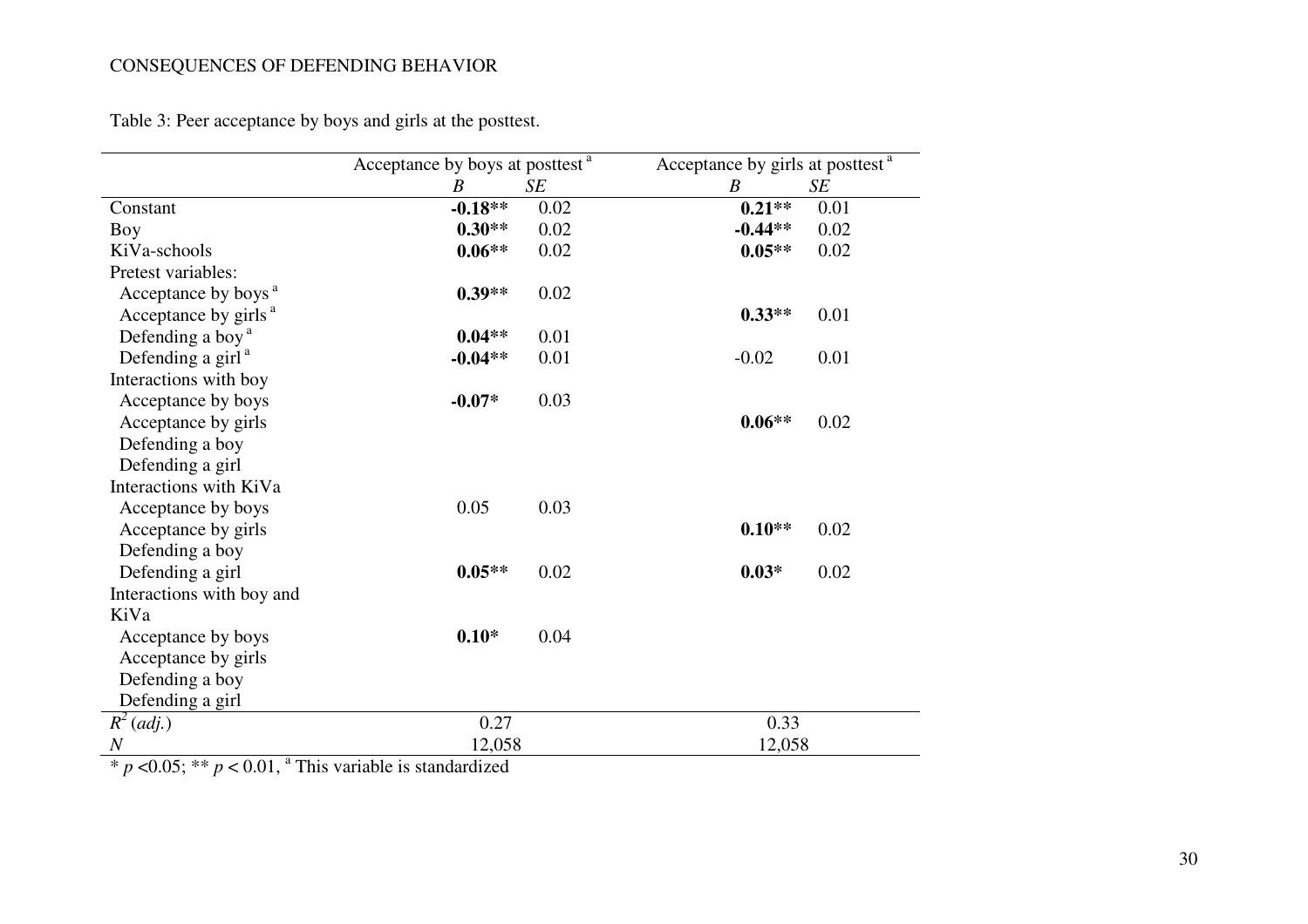Table 3: Peer acceptance by boys and girls at the posttest.

| | Acceptance by boys at posttest [a] | | Acceptance by girls at posttest [a] | |
|---|---|---|---|---|
| | *B* | *SE* | *B* | *SE* |
| Constant | **-0.18\*\*** | 0.02 | **0.21\*\*** | 0.01 |
| Boy | **0.30\*\*** | 0.02 | **-0.44\*\*** | 0.02 |
| KiVa-schools | **0.06\*\*** | 0.02 | **0.05\*\*** | 0.02 |
| Pretest variables: | | | | |
| Acceptance by boys [a] | **0.39\*\*** | 0.02 | | |
| Acceptance by girls [a] | | | **0.33\*\*** | 0.01 |
| Defending a boy [a] | **0.04\*\*** | 0.01 | | |
| Defending a girl [a] | **-0.04\*\*** | 0.01 | -0.02 | 0.01 |
| Interactions with boy | | | | |
| Acceptance by boys | **-0.07\*** | 0.03 | | |
| Acceptance by girls | | | **0.06\*\*** | 0.02 |
| Defending a boy | | | | |
| Defending a girl | | | | |
| Interactions with KiVa | | | | |
| Acceptance by boys | 0.05 | 0.03 | | |
| Acceptance by girls | | | **0.10\*\*** | 0.02 |
| Defending a boy | | | | |
| Defending a girl | **0.05\*\*** | 0.02 | **0.03\*** | 0.02 |
| Interactions with boy and KiVa | | | | |
| Acceptance by boys | **0.10\*** | 0.04 | | |
| Acceptance by girls | | | | |
| Defending a boy | | | | |
| Defending a girl | | | | |
| $R^2$ (*adj.*) | 0.27 | | 0.33 | |
| *N* | 12,058 | | 12,058 | |

\* $p < 0.05$; \*\* $p < 0.01$, [a] This variable is standardized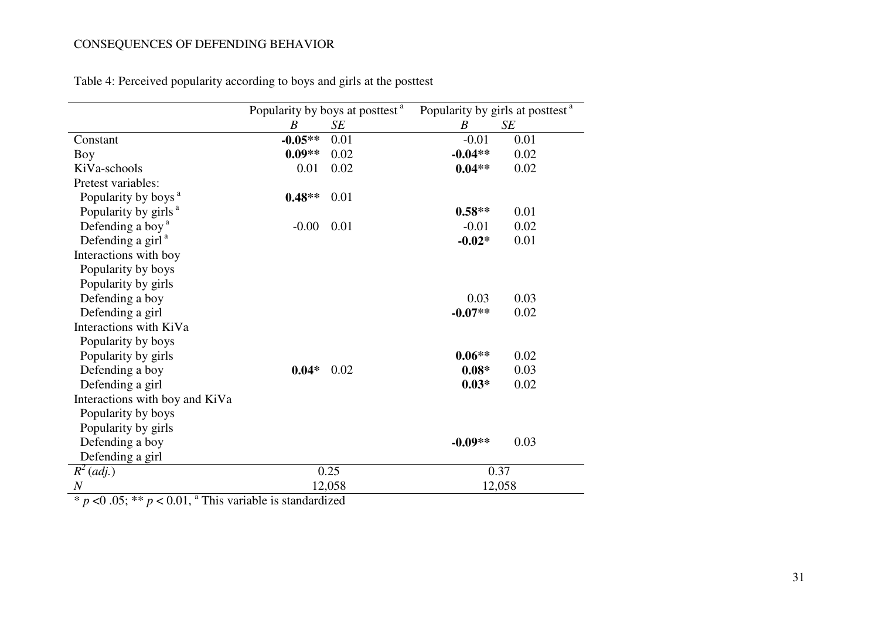Table 4: Perceived popularity according to boys and girls at the posttest

| | Popularity by boys at posttest [a] | | Popularity by girls at posttest [a] | |
|---|---|---|---|---|
| | *B* | *SE* | *B* | *SE* |
| Constant | **-0.05**** | 0.01 | -0.01 | 0.01 |
| Boy | **0.09**** | 0.02 | **-0.04**** | 0.02 |
| KiVa-schools | 0.01 | 0.02 | **0.04**** | 0.02 |
| Pretest variables: | | | | |
| Popularity by boys [a] | **0.48**** | 0.01 | | |
| Popularity by girls [a] | | | **0.58**** | 0.01 |
| Defending a boy [a] | -0.00 | 0.01 | -0.01 | 0.02 |
| Defending a girl [a] | | | **-0.02*** | 0.01 |
| Interactions with boy | | | | |
| Popularity by boys | | | | |
| Popularity by girls | | | | |
| Defending a boy | | | 0.03 | 0.03 |
| Defending a girl | | | **-0.07**** | 0.02 |
| Interactions with KiVa | | | | |
| Popularity by boys | | | | |
| Popularity by girls | | | **0.06**** | 0.02 |
| Defending a boy | **0.04*** | 0.02 | **0.08*** | 0.03 |
| Defending a girl | | | **0.03*** | 0.02 |
| Interactions with boy and KiVa | | | | |
| Popularity by boys | | | | |
| Popularity by girls | | | | |
| Defending a boy | | | **-0.09**** | 0.03 |
| Defending a girl | | | | |
| $R^2$ (*adj.*) | 0.25 | | 0.37 | |
| *N* | 12,058 | | 12,058 | |

* $p$ <0 .05; ** $p$ < 0.01, [a] This variable is standardized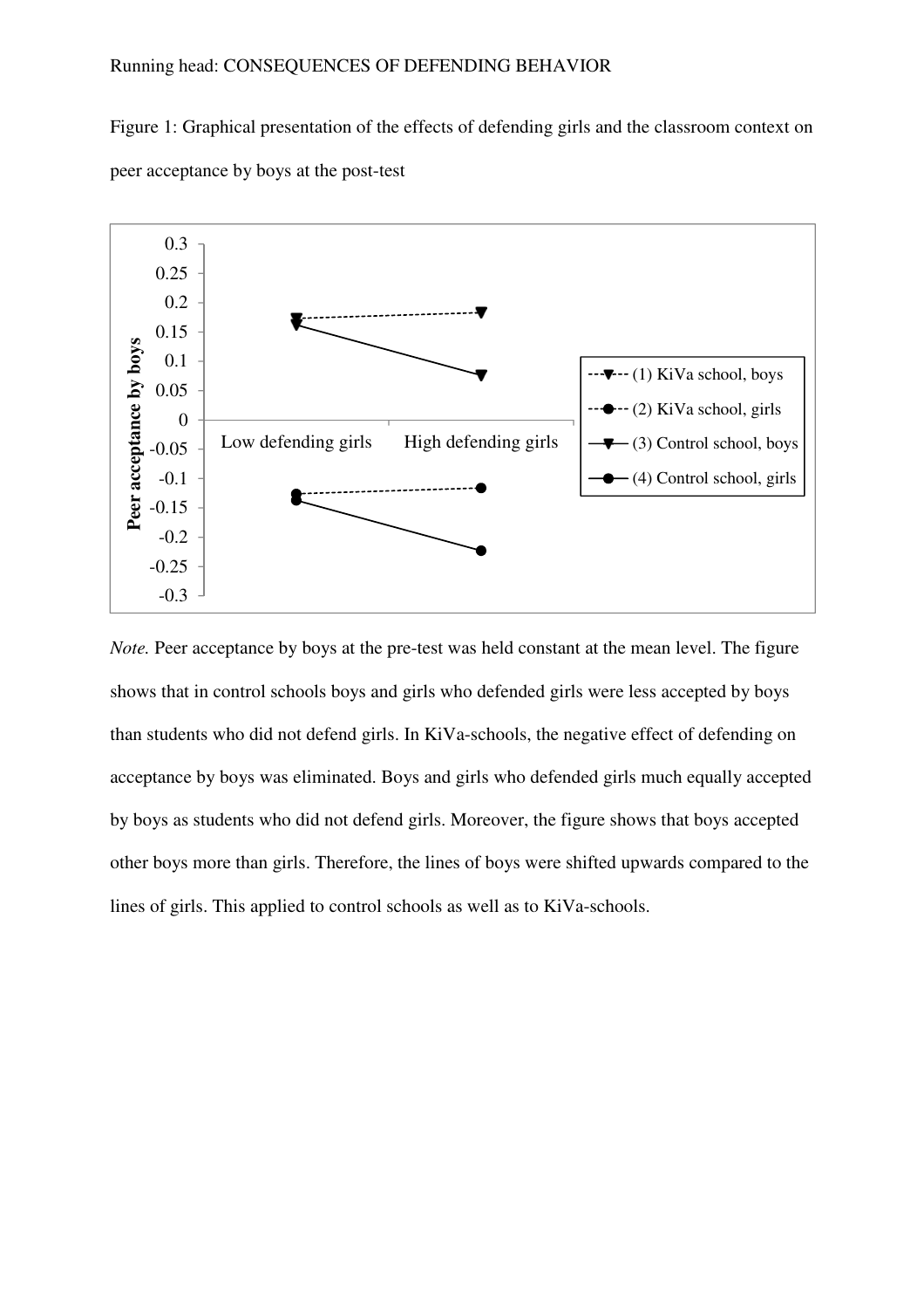Figure 1: Graphical presentation of the effects of defending girls and the classroom context on peer acceptance by boys at the post-test

*Note.* Peer acceptance by boys at the pre-test was held constant at the mean level. The figure shows that in control schools boys and girls who defended girls were less accepted by boys than students who did not defend girls. In KiVa-schools, the negative effect of defending on acceptance by boys was eliminated. Boys and girls who defended girls much equally accepted by boys as students who did not defend girls. Moreover, the figure shows that boys accepted other boys more than girls. Therefore, the lines of boys were shifted upwards compared to the lines of girls. This applied to control schools as well as to KiVa-schools.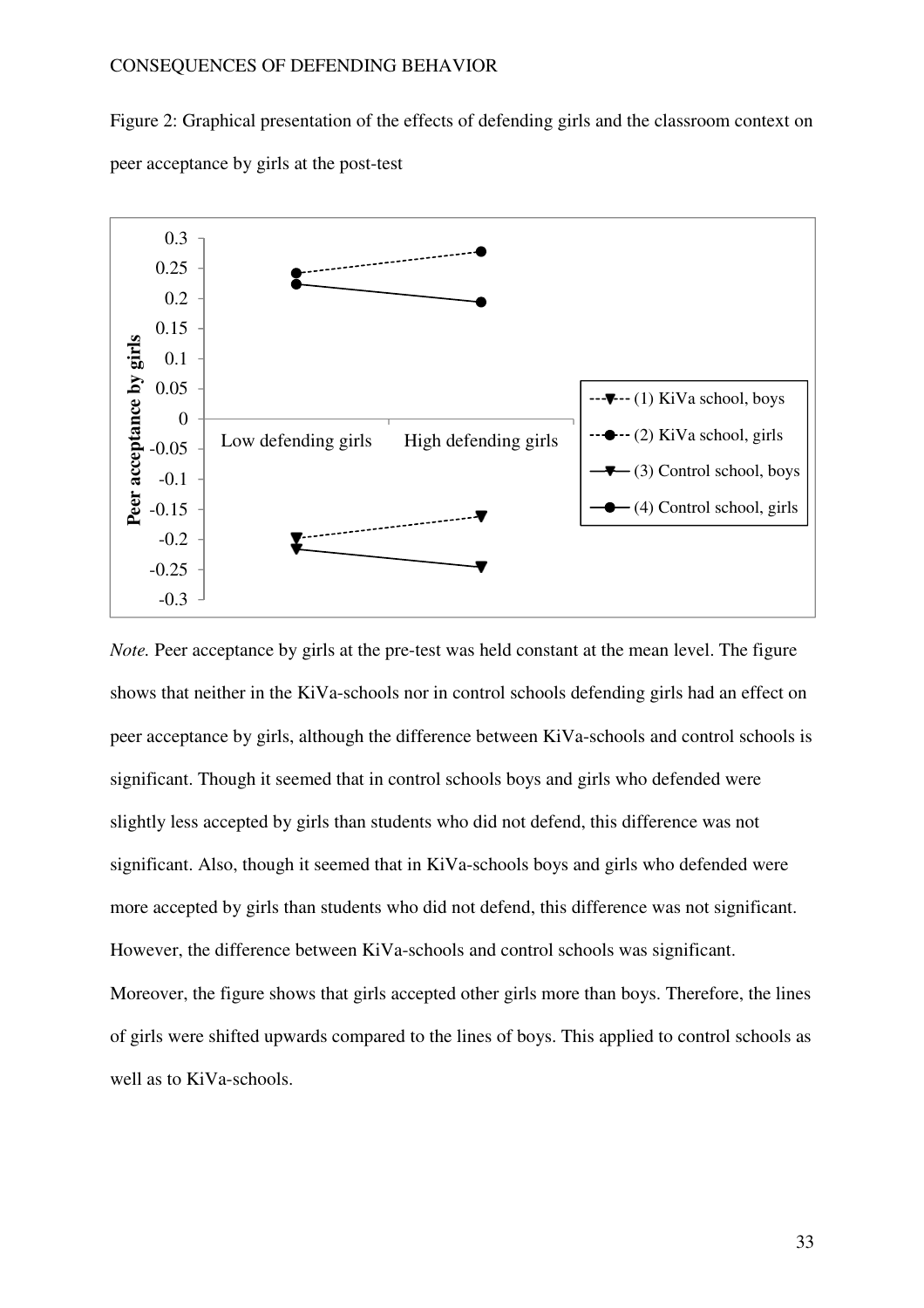Figure 2: Graphical presentation of the effects of defending girls and the classroom context on peer acceptance by girls at the post-test

*Note.* Peer acceptance by girls at the pre-test was held constant at the mean level. The figure shows that neither in the KiVa-schools nor in control schools defending girls had an effect on peer acceptance by girls, although the difference between KiVa-schools and control schools is significant. Though it seemed that in control schools boys and girls who defended were slightly less accepted by girls than students who did not defend, this difference was not significant. Also, though it seemed that in KiVa-schools boys and girls who defended were more accepted by girls than students who did not defend, this difference was not significant. However, the difference between KiVa-schools and control schools was significant. Moreover, the figure shows that girls accepted other girls more than boys. Therefore, the lines of girls were shifted upwards compared to the lines of boys. This applied to control schools as well as to KiVa-schools.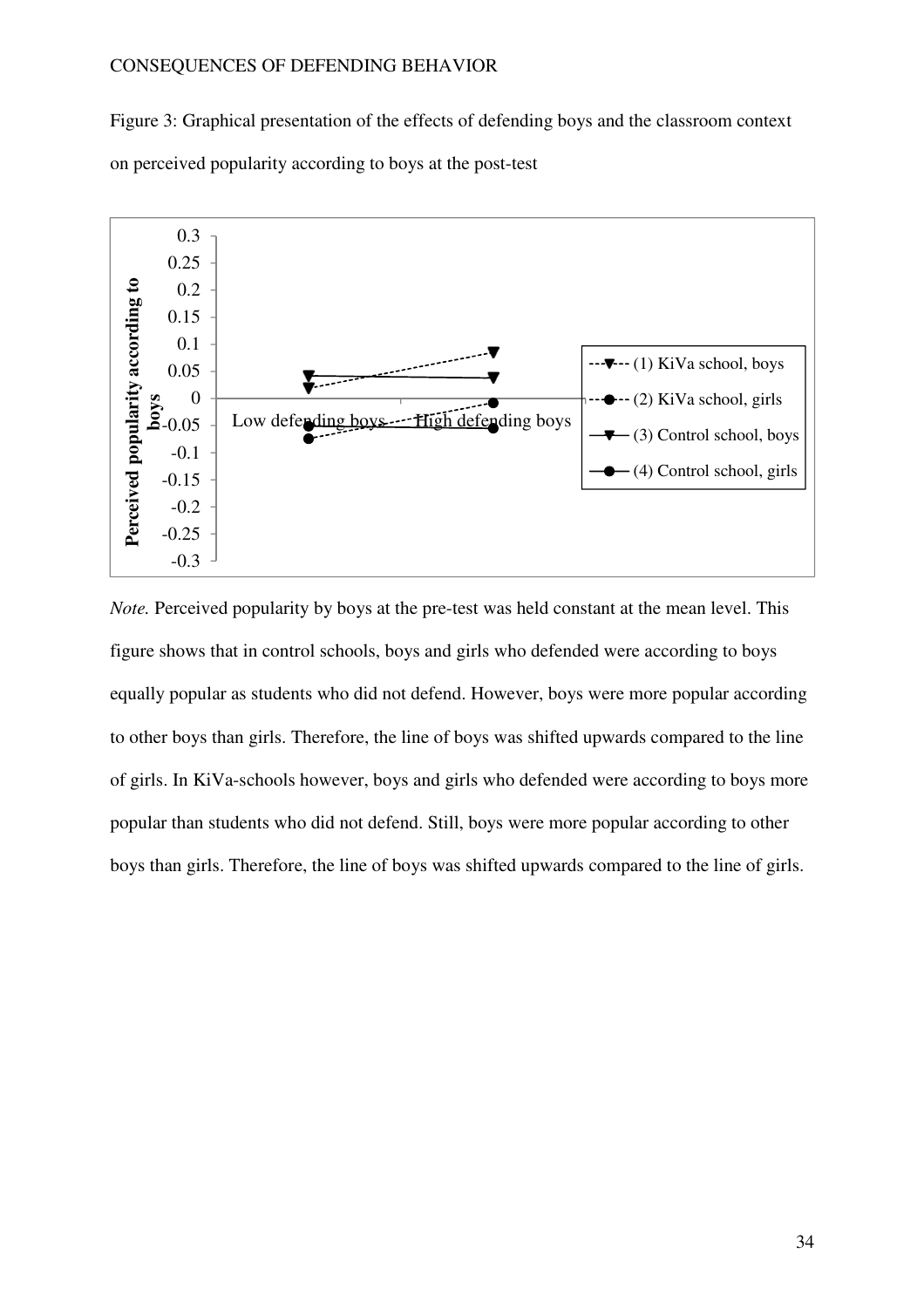Figure 3: Graphical presentation of the effects of defending boys and the classroom context on perceived popularity according to boys at the post-test

*Note.* Perceived popularity by boys at the pre-test was held constant at the mean level. This figure shows that in control schools, boys and girls who defended were according to boys equally popular as students who did not defend. However, boys were more popular according to other boys than girls. Therefore, the line of boys was shifted upwards compared to the line of girls. In KiVa-schools however, boys and girls who defended were according to boys more popular than students who did not defend. Still, boys were more popular according to other boys than girls. Therefore, the line of boys was shifted upwards compared to the line of girls.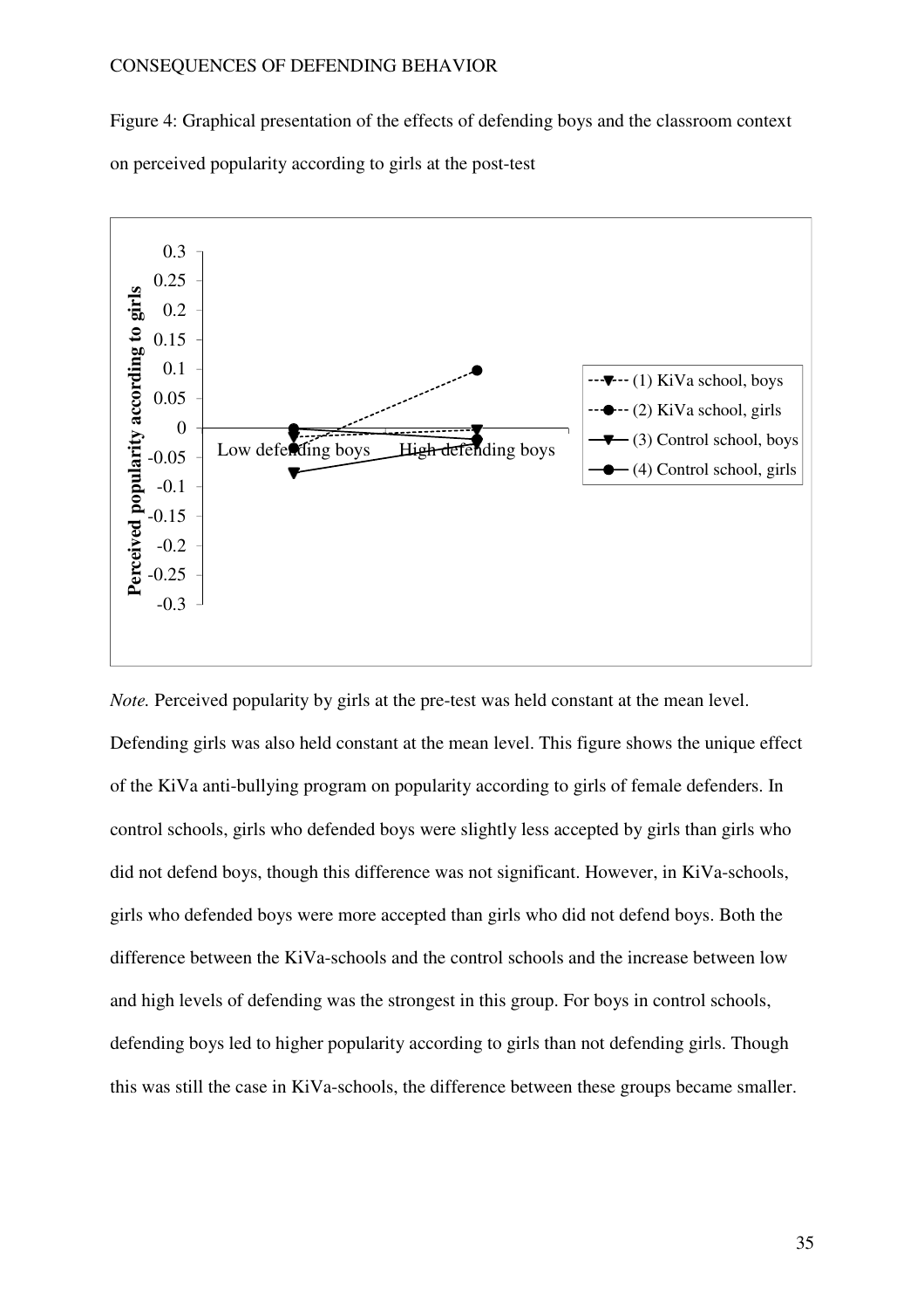Figure 4: Graphical presentation of the effects of defending boys and the classroom context on perceived popularity according to girls at the post-test

*Note.* Perceived popularity by girls at the pre-test was held constant at the mean level. Defending girls was also held constant at the mean level. This figure shows the unique effect of the KiVa anti-bullying program on popularity according to girls of female defenders. In control schools, girls who defended boys were slightly less accepted by girls than girls who did not defend boys, though this difference was not significant. However, in KiVa-schools, girls who defended boys were more accepted than girls who did not defend boys. Both the difference between the KiVa-schools and the control schools and the increase between low and high levels of defending was the strongest in this group. For boys in control schools, defending boys led to higher popularity according to girls than not defending girls. Though this was still the case in KiVa-schools, the difference between these groups became smaller.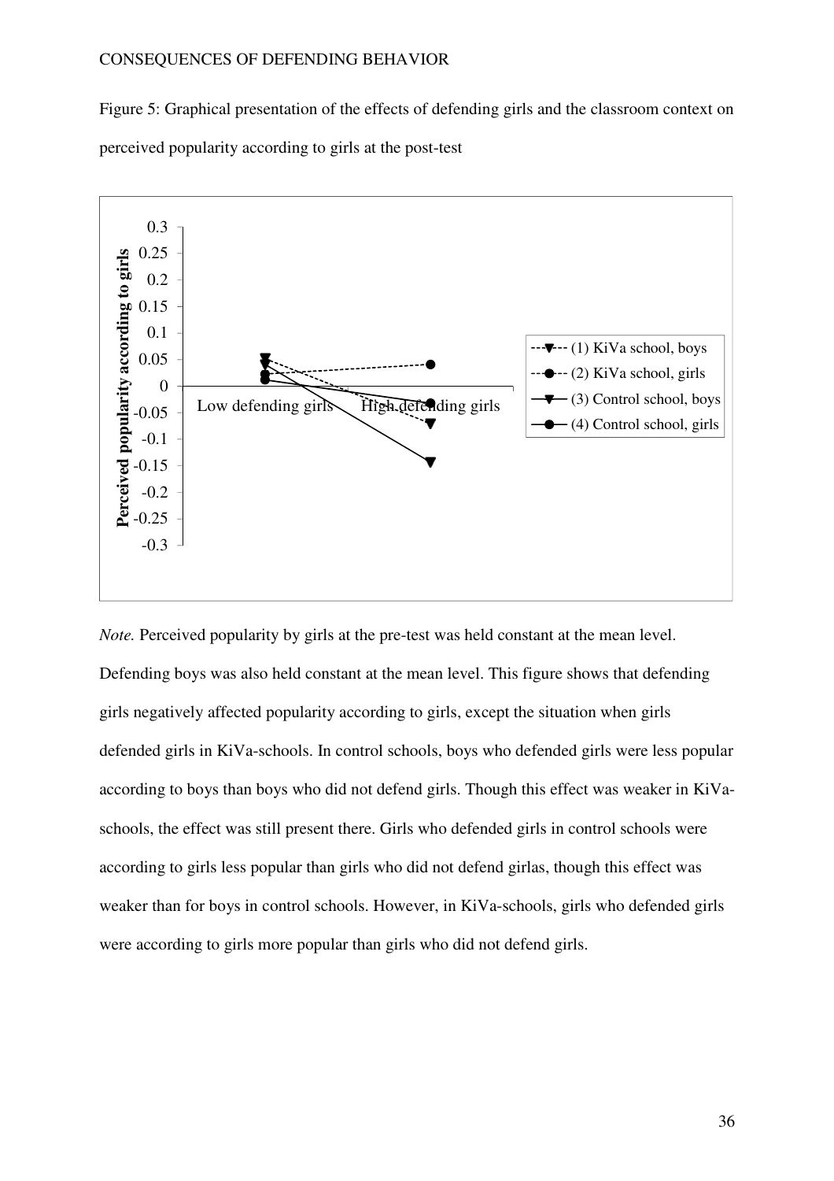Figure 5: Graphical presentation of the effects of defending girls and the classroom context on perceived popularity according to girls at the post-test

Perceived popularity according to girls

0.3
0.25
0.2
0.15
0.1
0.05
0
-0.05
-0.1
-0.15
-0.2
-0.25
-0.3

Low defending girls
High defending girls

(1) KiVa school, boys
(2) KiVa school, girls
(3) Control school, boys
(4) Control school, girls

*Note.* Perceived popularity by girls at the pre-test was held constant at the mean level. Defending boys was also held constant at the mean level. This figure shows that defending girls negatively affected popularity according to girls, except the situation when girls defended girls in KiVa-schools. In control schools, boys who defended girls were less popular according to boys than boys who did not defend girls. Though this effect was weaker in KiVa-schools, the effect was still present there. Girls who defended girls in control schools were according to girls less popular than girls who did not defend girlas, though this effect was weaker than for boys in control schools. However, in KiVa-schools, girls who defended girls were according to girls more popular than girls who did not defend girls.